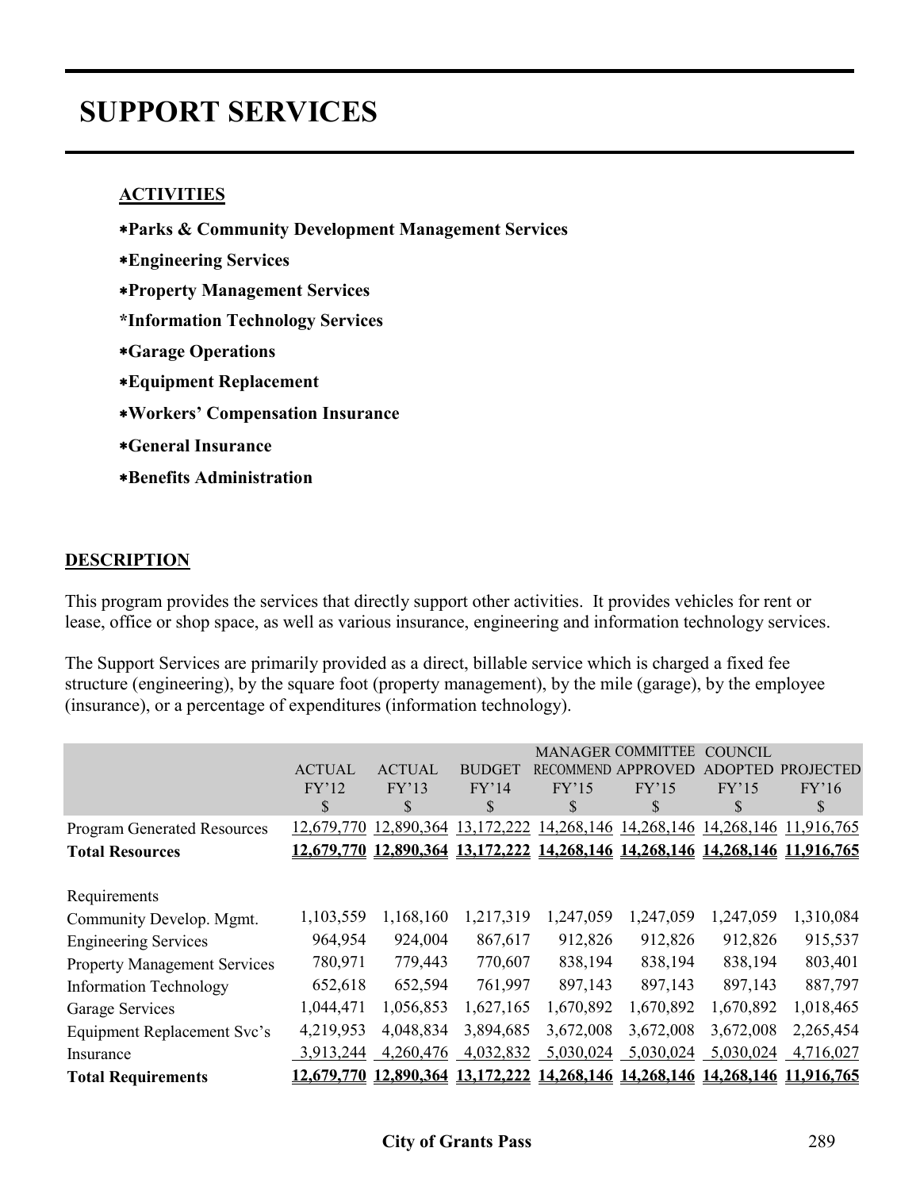# SUPPORT SERVICES

**ACTIVITIES**

- ***Parks & Community Development Management Services**
- ***Engineering Services**
- ***Property Management Services**
- ***Information Technology Services**
- ***Garage Operations**
- ***Equipment Replacement**
- ***Workers' Compensation Insurance**
- ***General Insurance**
- ***Benefits Administration**

**DESCRIPTION**

This program provides the services that directly support other activities. It provides vehicles for rent or lease, office or shop space, as well as various insurance, engineering and information technology services.

The Support Services are primarily provided as a direct, billable service which is charged a fixed fee structure (engineering), by the square foot (property management), by the mile (garage), by the employee (insurance), or a percentage of expenditures (information technology).

| | ACTUAL FY'12 $ | ACTUAL FY'13 $ | BUDGET FY'14 $ | MANAGER RECOMMEND FY'15 $ | COMMITTEE APPROVED FY'15 $ | COUNCIL ADOPTED FY'15 $ | PROJECTED FY'16 $ |
|---|---|---|---|---|---|---|---|
| Program Generated Resources | 12,679,770 | 12,890,364 | 13,172,222 | 14,268,146 | 14,268,146 | 14,268,146 | 11,916,765 |
| **Total Resources** | **12,679,770** | **12,890,364** | **13,172,222** | **14,268,146** | **14,268,146** | **14,268,146** | **11,916,765** |
| Requirements | | | | | | | |
| Community Develop. Mgmt. | 1,103,559 | 1,168,160 | 1,217,319 | 1,247,059 | 1,247,059 | 1,247,059 | 1,310,084 |
| Engineering Services | 964,954 | 924,004 | 867,617 | 912,826 | 912,826 | 912,826 | 915,537 |
| Property Management Services | 780,971 | 779,443 | 770,607 | 838,194 | 838,194 | 838,194 | 803,401 |
| Information Technology | 652,618 | 652,594 | 761,997 | 897,143 | 897,143 | 897,143 | 887,797 |
| Garage Services | 1,044,471 | 1,056,853 | 1,627,165 | 1,670,892 | 1,670,892 | 1,670,892 | 1,018,465 |
| Equipment Replacement Svc's | 4,219,953 | 4,048,834 | 3,894,685 | 3,672,008 | 3,672,008 | 3,672,008 | 2,265,454 |
| Insurance | 3,913,244 | 4,260,476 | 4,032,832 | 5,030,024 | 5,030,024 | 5,030,024 | 4,716,027 |
| **Total Requirements** | **12,679,770** | **12,890,364** | **13,172,222** | **14,268,146** | **14,268,146** | **14,268,146** | **11,916,765** |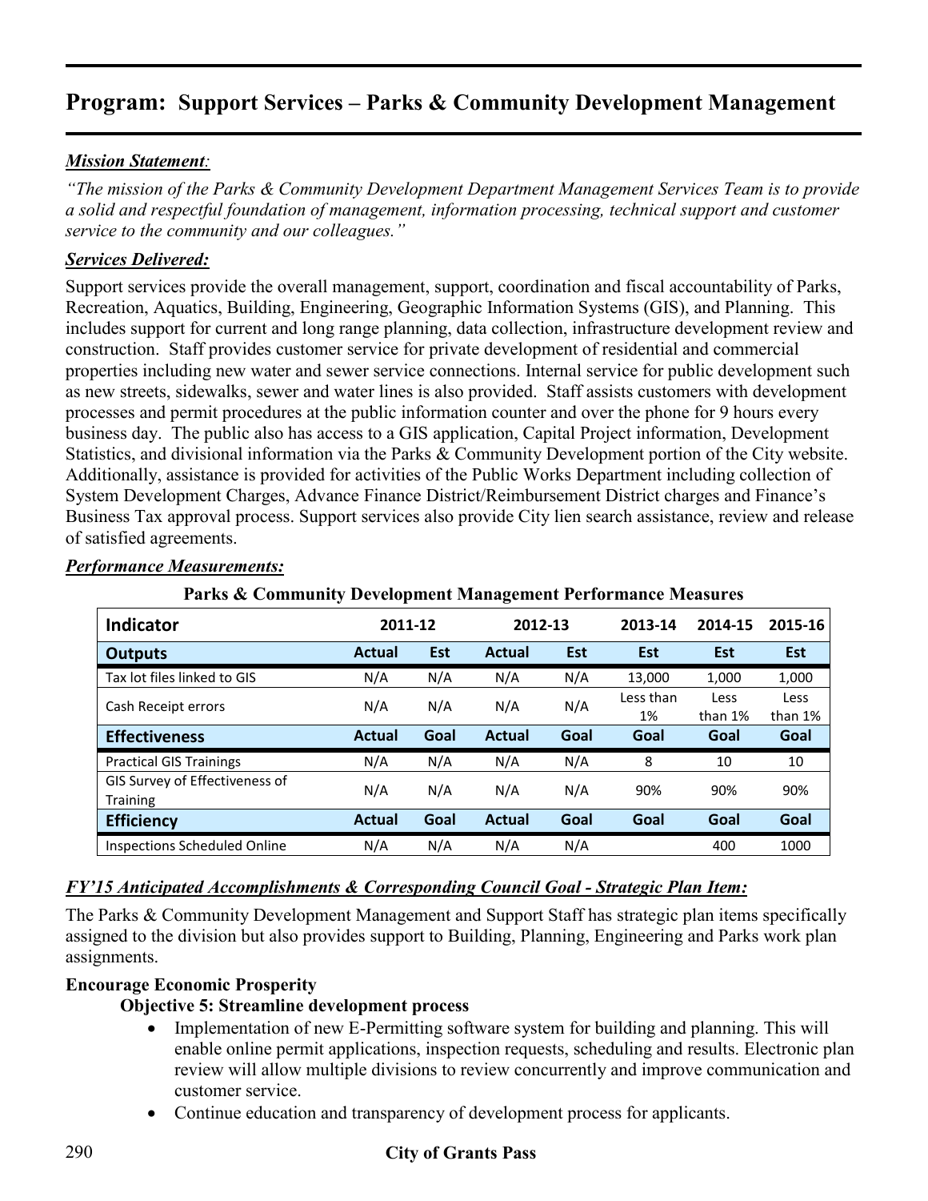# Program: Support Services – Parks & Community Development Management

***Mission Statement**:*

*"The mission of the Parks & Community Development Department Management Services Team is to provide a solid and respectful foundation of management, information processing, technical support and customer service to the community and our colleagues."*

***Services Delivered:***

Support services provide the overall management, support, coordination and fiscal accountability of Parks, Recreation, Aquatics, Building, Engineering, Geographic Information Systems (GIS), and Planning. This includes support for current and long range planning, data collection, infrastructure development review and construction. Staff provides customer service for private development of residential and commercial properties including new water and sewer service connections. Internal service for public development such as new streets, sidewalks, sewer and water lines is also provided. Staff assists customers with development processes and permit procedures at the public information counter and over the phone for 9 hours every business day. The public also has access to a GIS application, Capital Project information, Development Statistics, and divisional information via the Parks & Community Development portion of the City website. Additionally, assistance is provided for activities of the Public Works Department including collection of System Development Charges, Advance Finance District/Reimbursement District charges and Finance's Business Tax approval process. Support services also provide City lien search assistance, review and release of satisfied agreements.

***Performance Measurements:***

**Parks & Community Development Management Performance Measures**

| Indicator | 2011-12 | | 2012-13 | | 2013-14 | 2014-15 | 2015-16 |
|---|---|---|---|---|---|---|---|
| **Outputs** | **Actual** | **Est** | **Actual** | **Est** | **Est** | **Est** | **Est** |
| Tax lot files linked to GIS | N/A | N/A | N/A | N/A | 13,000 | 1,000 | 1,000 |
| Cash Receipt errors | N/A | N/A | N/A | N/A | Less than 1% | Less than 1% | Less than 1% |
| **Effectiveness** | **Actual** | **Goal** | **Actual** | **Goal** | **Goal** | **Goal** | **Goal** |
| Practical GIS Trainings | N/A | N/A | N/A | N/A | 8 | 10 | 10 |
| GIS Survey of Effectiveness of Training | N/A | N/A | N/A | N/A | 90% | 90% | 90% |
| **Efficiency** | **Actual** | **Goal** | **Actual** | **Goal** | **Goal** | **Goal** | **Goal** |
| Inspections Scheduled Online | N/A | N/A | N/A | N/A | | 400 | 1000 |

***FY'15 Anticipated Accomplishments & Corresponding Council Goal - Strategic Plan Item:***

The Parks & Community Development Management and Support Staff has strategic plan items specifically assigned to the division but also provides support to Building, Planning, Engineering and Parks work plan assignments.

**Encourage Economic Prosperity**

**Objective 5: Streamline development process**

- Implementation of new E-Permitting software system for building and planning. This will enable online permit applications, inspection requests, scheduling and results. Electronic plan review will allow multiple divisions to review concurrently and improve communication and customer service.
- Continue education and transparency of development process for applicants.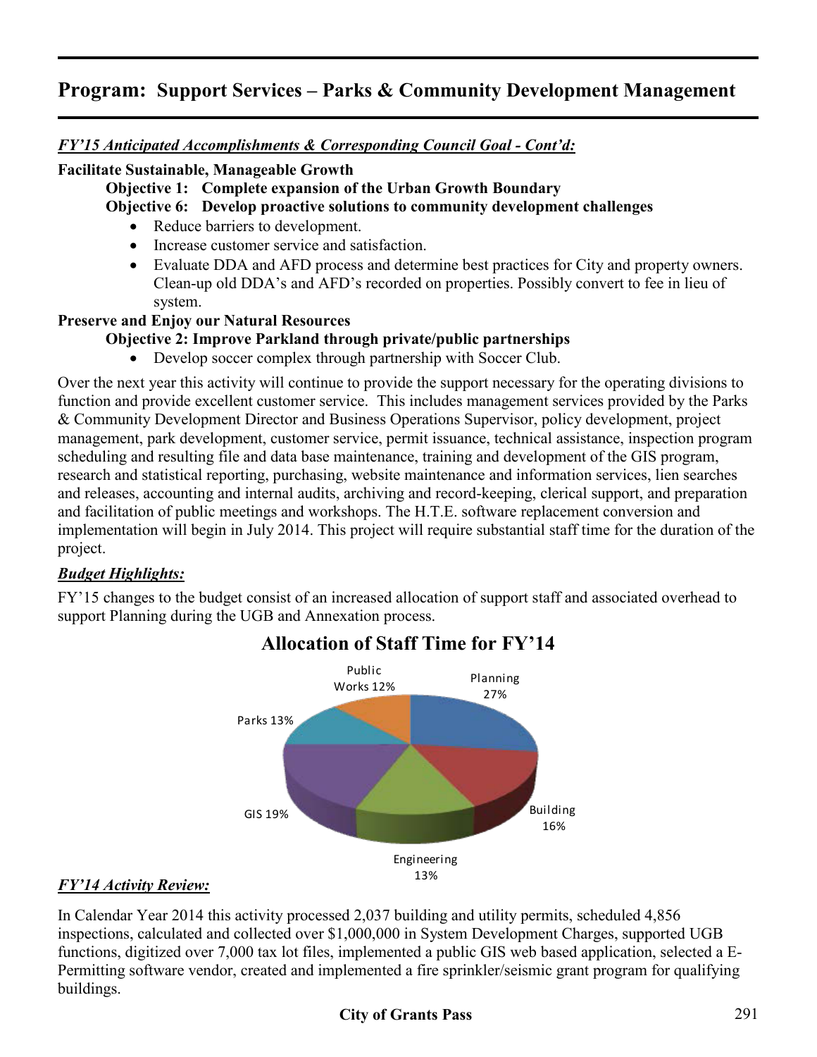# Program: Support Services – Parks & Community Development Management

***FY'15 Anticipated Accomplishments & Corresponding Council Goal - Cont'd:***

**Facilitate Sustainable, Manageable Growth**

**Objective 1: Complete expansion of the Urban Growth Boundary**

**Objective 6: Develop proactive solutions to community development challenges**

- Reduce barriers to development.
- Increase customer service and satisfaction.
- Evaluate DDA and AFD process and determine best practices for City and property owners. Clean-up old DDA's and AFD's recorded on properties. Possibly convert to fee in lieu of system.

**Preserve and Enjoy our Natural Resources**

**Objective 2: Improve Parkland through private/public partnerships**

- Develop soccer complex through partnership with Soccer Club.

Over the next year this activity will continue to provide the support necessary for the operating divisions to function and provide excellent customer service. This includes management services provided by the Parks & Community Development Director and Business Operations Supervisor, policy development, project management, park development, customer service, permit issuance, technical assistance, inspection program scheduling and resulting file and data base maintenance, training and development of the GIS program, research and statistical reporting, purchasing, website maintenance and information services, lien searches and releases, accounting and internal audits, archiving and record-keeping, clerical support, and preparation and facilitation of public meetings and workshops. The H.T.E. software replacement conversion and implementation will begin in July 2014. This project will require substantial staff time for the duration of the project.

***Budget Highlights:***

FY'15 changes to the budget consist of an increased allocation of support staff and associated overhead to support Planning during the UGB and Annexation process.

## Allocation of Staff Time for FY'14

| Division | Share |
|---|---|
| Planning | 27% |
| Building | 16% |
| Engineering | 13% |
| GIS | 19% |
| Parks | 13% |
| Public Works | 12% |

***FY'14 Activity Review:***

In Calendar Year 2014 this activity processed 2,037 building and utility permits, scheduled 4,856 inspections, calculated and collected over $1,000,000 in System Development Charges, supported UGB functions, digitized over 7,000 tax lot files, implemented a public GIS web based application, selected a E-Permitting software vendor, created and implemented a fire sprinkler/seismic grant program for qualifying buildings.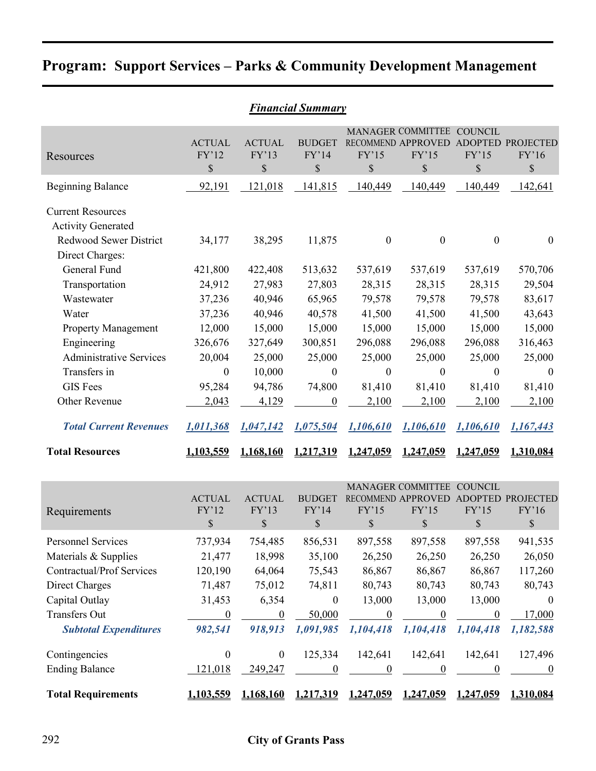# Program: Support Services – Parks & Community Development Management

***Financial Summary***

| Resources | ACTUAL FY'12 $ | ACTUAL FY'13 $ | BUDGET FY'14 $ | MANAGER RECOMMEND FY'15 $ | COMMITTEE APPROVED FY'15 $ | COUNCIL ADOPTED FY'15 $ | PROJECTED FY'16 $ |
|---|---|---|---|---|---|---|---|
| Beginning Balance | 92,191 | 121,018 | 141,815 | 140,449 | 140,449 | 140,449 | 142,641 |
| Current Resources | | | | | | | |
| Activity Generated | | | | | | | |
| Redwood Sewer District | 34,177 | 38,295 | 11,875 | 0 | 0 | 0 | 0 |
| Direct Charges: | | | | | | | |
| General Fund | 421,800 | 422,408 | 513,632 | 537,619 | 537,619 | 537,619 | 570,706 |
| Transportation | 24,912 | 27,983 | 27,803 | 28,315 | 28,315 | 28,315 | 29,504 |
| Wastewater | 37,236 | 40,946 | 65,965 | 79,578 | 79,578 | 79,578 | 83,617 |
| Water | 37,236 | 40,946 | 40,578 | 41,500 | 41,500 | 41,500 | 43,643 |
| Property Management | 12,000 | 15,000 | 15,000 | 15,000 | 15,000 | 15,000 | 15,000 |
| Engineering | 326,676 | 327,649 | 300,851 | 296,088 | 296,088 | 296,088 | 316,463 |
| Administrative Services | 20,004 | 25,000 | 25,000 | 25,000 | 25,000 | 25,000 | 25,000 |
| Transfers in | 0 | 10,000 | 0 | 0 | 0 | 0 | 0 |
| GIS Fees | 95,284 | 94,786 | 74,800 | 81,410 | 81,410 | 81,410 | 81,410 |
| Other Revenue | 2,043 | 4,129 | 0 | 2,100 | 2,100 | 2,100 | 2,100 |
| ***Total Current Revenues*** | ***1,011,368*** | ***1,047,142*** | ***1,075,504*** | ***1,106,610*** | ***1,106,610*** | ***1,106,610*** | ***1,167,443*** |
| **Total Resources** | **1,103,559** | **1,168,160** | **1,217,319** | **1,247,059** | **1,247,059** | **1,247,059** | **1,310,084** |

| Requirements | ACTUAL FY'12 $ | ACTUAL FY'13 $ | BUDGET FY'14 $ | MANAGER RECOMMEND FY'15 $ | COMMITTEE APPROVED FY'15 $ | COUNCIL ADOPTED FY'15 $ | PROJECTED FY'16 $ |
|---|---|---|---|---|---|---|---|
| Personnel Services | 737,934 | 754,485 | 856,531 | 897,558 | 897,558 | 897,558 | 941,535 |
| Materials & Supplies | 21,477 | 18,998 | 35,100 | 26,250 | 26,250 | 26,250 | 26,050 |
| Contractual/Prof Services | 120,190 | 64,064 | 75,543 | 86,867 | 86,867 | 86,867 | 117,260 |
| Direct Charges | 71,487 | 75,012 | 74,811 | 80,743 | 80,743 | 80,743 | 80,743 |
| Capital Outlay | 31,453 | 6,354 | 0 | 13,000 | 13,000 | 13,000 | 0 |
| Transfers Out | 0 | 0 | 50,000 | 0 | 0 | 0 | 17,000 |
| ***Subtotal Expenditures*** | ***982,541*** | ***918,913*** | ***1,091,985*** | ***1,104,418*** | ***1,104,418*** | ***1,104,418*** | ***1,182,588*** |
| Contingencies | 0 | 0 | 125,334 | 142,641 | 142,641 | 142,641 | 127,496 |
| Ending Balance | 121,018 | 249,247 | 0 | 0 | 0 | 0 | 0 |
| **Total Requirements** | **1,103,559** | **1,168,160** | **1,217,319** | **1,247,059** | **1,247,059** | **1,247,059** | **1,310,084** |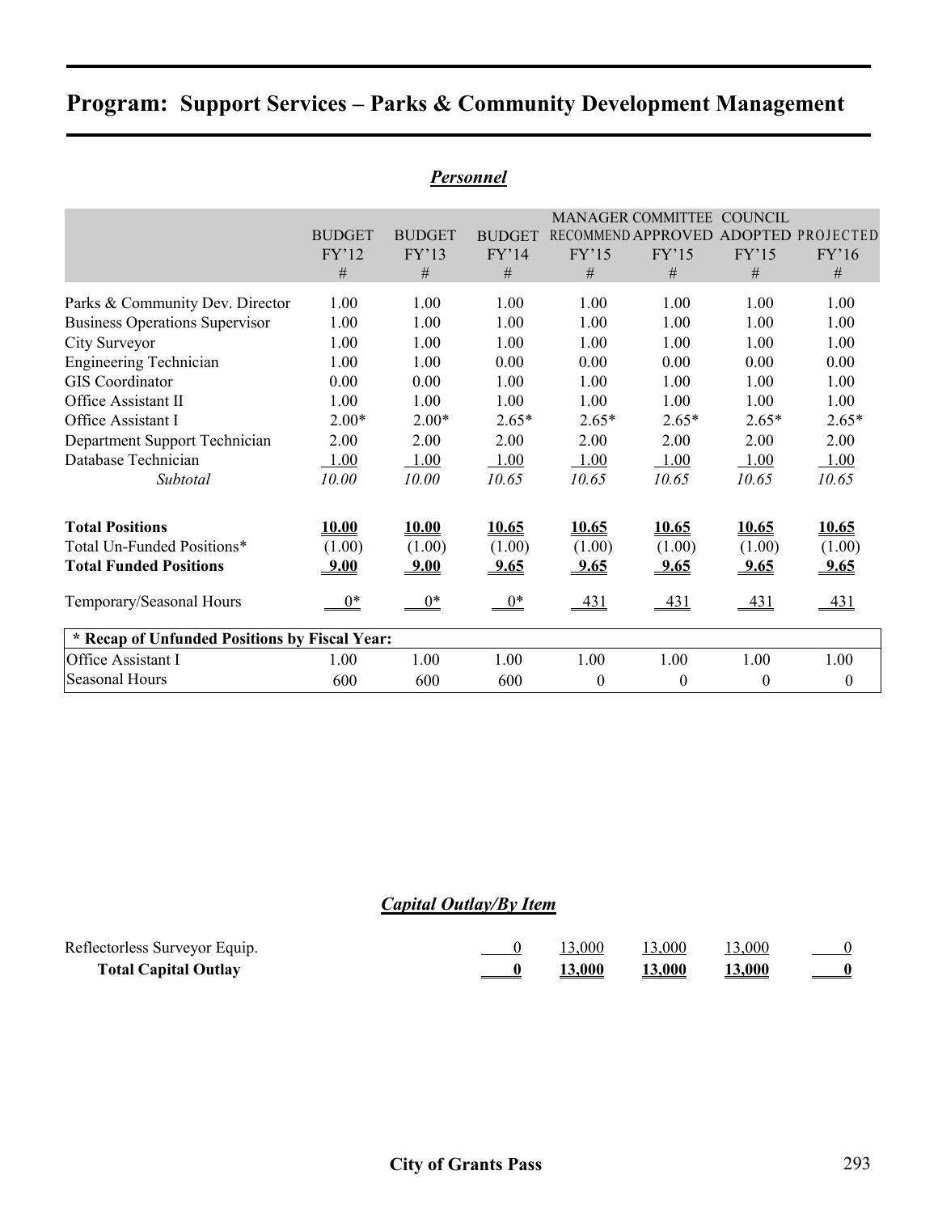# Program: Support Services – Parks & Community Development Management

## *Personnel*

| | BUDGET FY'12 # | BUDGET FY'13 # | BUDGET FY'14 # | MANAGER RECOMMEND FY'15 # | COMMITTEE APPROVED FY'15 # | COUNCIL ADOPTED FY'15 # | PROJECTED FY'16 # |
|---|---|---|---|---|---|---|---|
| Parks & Community Dev. Director | 1.00 | 1.00 | 1.00 | 1.00 | 1.00 | 1.00 | 1.00 |
| Business Operations Supervisor | 1.00 | 1.00 | 1.00 | 1.00 | 1.00 | 1.00 | 1.00 |
| City Surveyor | 1.00 | 1.00 | 1.00 | 1.00 | 1.00 | 1.00 | 1.00 |
| Engineering Technician | 1.00 | 1.00 | 0.00 | 0.00 | 0.00 | 0.00 | 0.00 |
| GIS Coordinator | 0.00 | 0.00 | 1.00 | 1.00 | 1.00 | 1.00 | 1.00 |
| Office Assistant II | 1.00 | 1.00 | 1.00 | 1.00 | 1.00 | 1.00 | 1.00 |
| Office Assistant I | 2.00* | 2.00* | 2.65* | 2.65* | 2.65* | 2.65* | 2.65* |
| Department Support Technician | 2.00 | 2.00 | 2.00 | 2.00 | 2.00 | 2.00 | 2.00 |
| Database Technician | 1.00 | 1.00 | 1.00 | 1.00 | 1.00 | 1.00 | 1.00 |
| *Subtotal* | *10.00* | *10.00* | *10.65* | *10.65* | *10.65* | *10.65* | *10.65* |
| **Total Positions** | **10.00** | **10.00** | **10.65** | **10.65** | **10.65** | **10.65** | **10.65** |
| Total Un-Funded Positions* | (1.00) | (1.00) | (1.00) | (1.00) | (1.00) | (1.00) | (1.00) |
| **Total Funded Positions** | **9.00** | **9.00** | **9.65** | **9.65** | **9.65** | **9.65** | **9.65** |
| Temporary/Seasonal Hours | 0* | 0* | 0* | 431 | 431 | 431 | 431 |
| **\* Recap of Unfunded Positions by Fiscal Year:** | | | | | | | |
| Office Assistant I | 1.00 | 1.00 | 1.00 | 1.00 | 1.00 | 1.00 | 1.00 |
| Seasonal Hours | 600 | 600 | 600 | 0 | 0 | 0 | 0 |

## *Capital Outlay/By Item*

| | BUDGET FY'14 | MANAGER RECOMMEND FY'15 | COMMITTEE APPROVED FY'15 | COUNCIL ADOPTED FY'15 | PROJECTED FY'16 |
|---|---|---|---|---|---|
| Reflectorless Surveyor Equip. | 0 | 13,000 | 13,000 | 13,000 | 0 |
| **Total Capital Outlay** | **0** | **13,000** | **13,000** | **13,000** | **0** |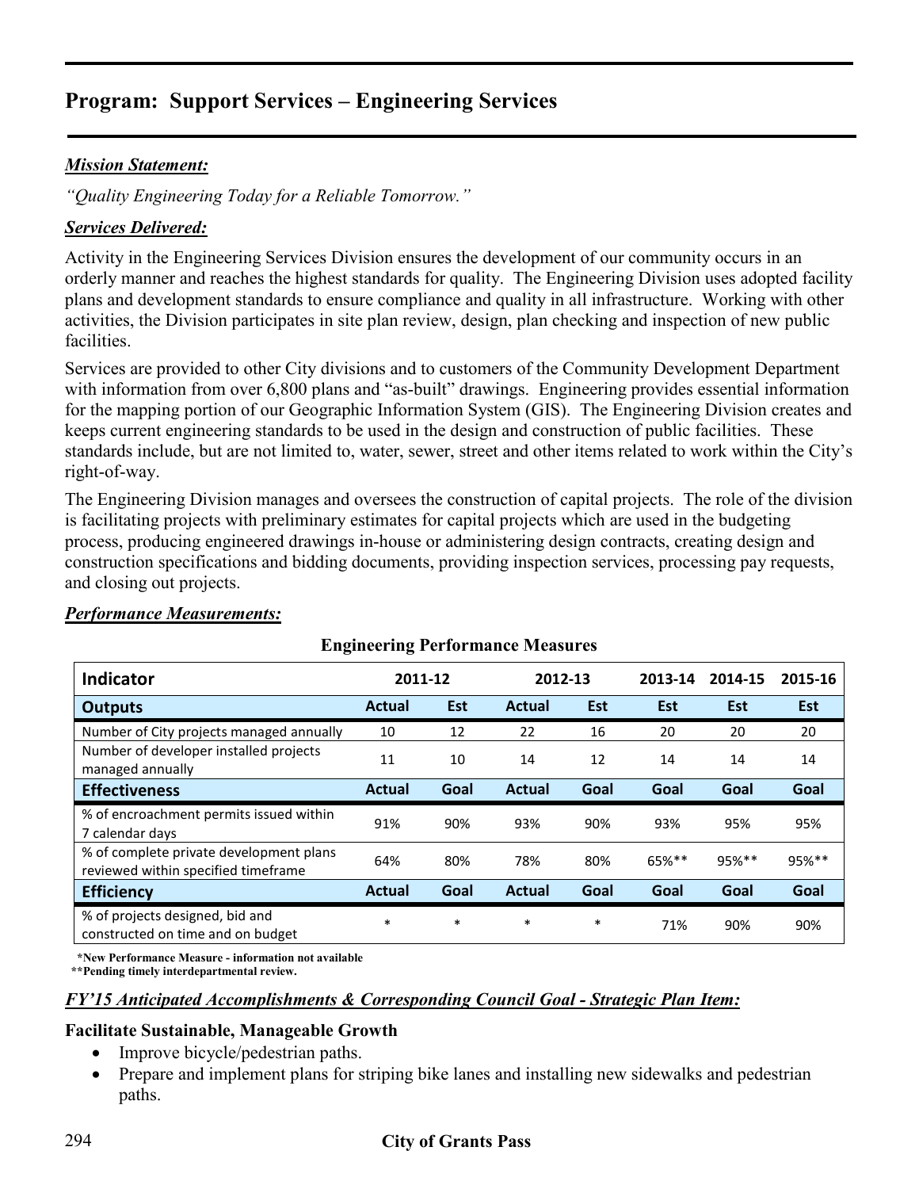## Program: Support Services – Engineering Services

***Mission Statement:***

*"Quality Engineering Today for a Reliable Tomorrow."*

***Services Delivered:***

Activity in the Engineering Services Division ensures the development of our community occurs in an orderly manner and reaches the highest standards for quality. The Engineering Division uses adopted facility plans and development standards to ensure compliance and quality in all infrastructure. Working with other activities, the Division participates in site plan review, design, plan checking and inspection of new public facilities.

Services are provided to other City divisions and to customers of the Community Development Department with information from over 6,800 plans and "as-built" drawings. Engineering provides essential information for the mapping portion of our Geographic Information System (GIS). The Engineering Division creates and keeps current engineering standards to be used in the design and construction of public facilities. These standards include, but are not limited to, water, sewer, street and other items related to work within the City's right-of-way.

The Engineering Division manages and oversees the construction of capital projects. The role of the division is facilitating projects with preliminary estimates for capital projects which are used in the budgeting process, producing engineered drawings in-house or administering design contracts, creating design and construction specifications and bidding documents, providing inspection services, processing pay requests, and closing out projects.

***Performance Measurements:***

**Engineering Performance Measures**

| Indicator | 2011-12 | | 2012-13 | | 2013-14 | 2014-15 | 2015-16 |
|---|---|---|---|---|---|---|---|
| **Outputs** | **Actual** | **Est** | **Actual** | **Est** | **Est** | **Est** | **Est** |
| Number of City projects managed annually | 10 | 12 | 22 | 16 | 20 | 20 | 20 |
| Number of developer installed projects managed annually | 11 | 10 | 14 | 12 | 14 | 14 | 14 |
| **Effectiveness** | **Actual** | **Goal** | **Actual** | **Goal** | **Goal** | **Goal** | **Goal** |
| % of encroachment permits issued within 7 calendar days | 91% | 90% | 93% | 90% | 93% | 95% | 95% |
| % of complete private development plans reviewed within specified timeframe | 64% | 80% | 78% | 80% | 65%** | 95%** | 95%** |
| **Efficiency** | **Actual** | **Goal** | **Actual** | **Goal** | **Goal** | **Goal** | **Goal** |
| % of projects designed, bid and constructed on time and on budget | * | * | * | * | 71% | 90% | 90% |

**\*New Performance Measure - information not available**
**\*\*Pending timely interdepartmental review.**

***FY'15 Anticipated Accomplishments & Corresponding Council Goal - Strategic Plan Item:***

**Facilitate Sustainable, Manageable Growth**

- Improve bicycle/pedestrian paths.
- Prepare and implement plans for striping bike lanes and installing new sidewalks and pedestrian paths.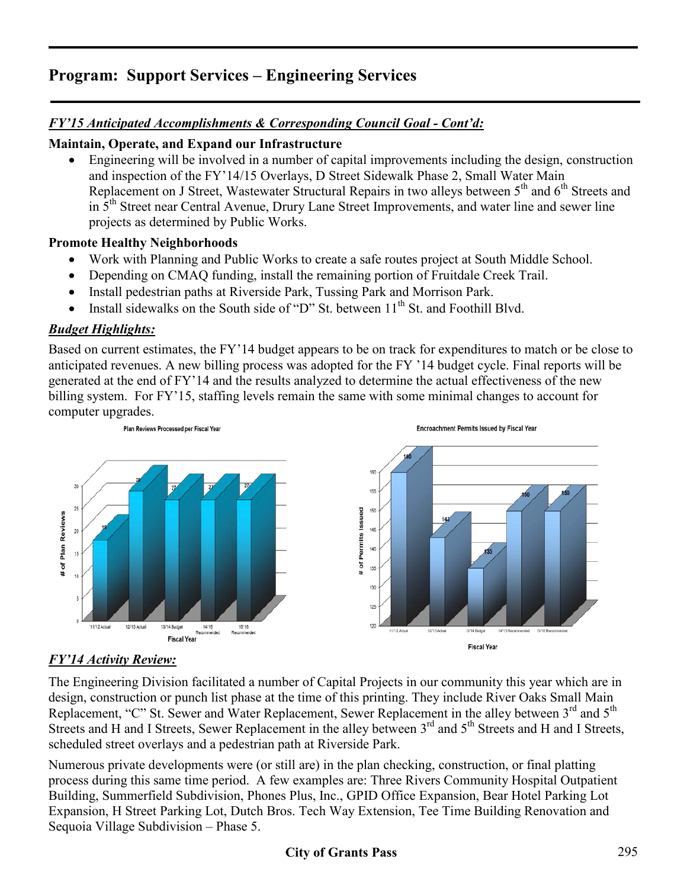## Program: Support Services – Engineering Services

***FY'15 Anticipated Accomplishments & Corresponding Council Goal - Cont'd:***

**Maintain, Operate, and Expand our Infrastructure**

- Engineering will be involved in a number of capital improvements including the design, construction and inspection of the FY'14/15 Overlays, D Street Sidewalk Phase 2, Small Water Main Replacement on J Street, Wastewater Structural Repairs in two alleys between 5th and 6th Streets and in 5th Street near Central Avenue, Drury Lane Street Improvements, and water line and sewer line projects as determined by Public Works.

**Promote Healthy Neighborhoods**

- Work with Planning and Public Works to create a safe routes project at South Middle School.
- Depending on CMAQ funding, install the remaining portion of Fruitdale Creek Trail.
- Install pedestrian paths at Riverside Park, Tussing Park and Morrison Park.
- Install sidewalks on the South side of "D" St. between 11th St. and Foothill Blvd.

***Budget Highlights:***

Based on current estimates, the FY'14 budget appears to be on track for expenditures to match or be close to anticipated revenues. A new billing process was adopted for the FY '14 budget cycle. Final reports will be generated at the end of FY'14 and the results analyzed to determine the actual effectiveness of the new billing system. For FY'15, staffing levels remain the same with some minimal changes to account for computer upgrades.

Plan Reviews Processed per Fiscal Year

| Fiscal Year | # of Plan Reviews |
|---|---|
| 11/12 Actual | 18 |
| 12/13 Actual | 29 |
| 13/14 Budget | 27 |
| 14/15 Recommended | 27 |
| 15/16 Recommended | 27 |

Encroachment Permits Issued by Fiscal Year

| Fiscal Year | # of Permits Issued |
|---|---|
| 11/12 Actual | 160 |
| 12/13 Actual | 143 |
| 13/14 Budget | 135 |
| 14/15 Recommended | 150 |
| 15/16 Recommended | 150 |

***FY'14 Activity Review:***

The Engineering Division facilitated a number of Capital Projects in our community this year which are in design, construction or punch list phase at the time of this printing. They include River Oaks Small Main Replacement, "C" St. Sewer and Water Replacement, Sewer Replacement in the alley between 3rd and 5th Streets and H and I Streets, Sewer Replacement in the alley between 3rd and 5th Streets and H and I Streets, scheduled street overlays and a pedestrian path at Riverside Park.

Numerous private developments were (or still are) in the plan checking, construction, or final platting process during this same time period. A few examples are: Three Rivers Community Hospital Outpatient Building, Summerfield Subdivision, Phones Plus, Inc., GPID Office Expansion, Bear Hotel Parking Lot Expansion, H Street Parking Lot, Dutch Bros. Tech Way Extension, Tee Time Building Renovation and Sequoia Village Subdivision – Phase 5.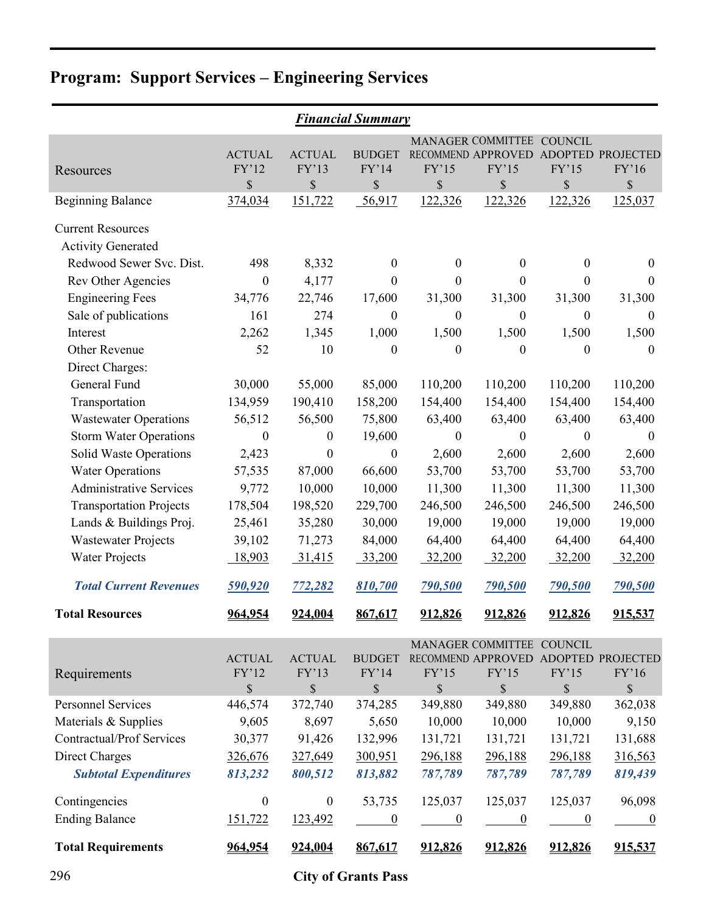# Program: Support Services – Engineering Services

## *Financial Summary*

| Resources | ACTUAL FY'12 $ | ACTUAL FY'13 $ | BUDGET FY'14 $ | MANAGER RECOMMEND FY'15 $ | COMMITTEE APPROVED FY'15 $ | COUNCIL ADOPTED FY'15 $ | PROJECTED FY'16 $ |
|---|---|---|---|---|---|---|---|
| Beginning Balance | 374,034 | 151,722 | 56,917 | 122,326 | 122,326 | 122,326 | 125,037 |
| Current Resources | | | | | | | |
| Activity Generated | | | | | | | |
| Redwood Sewer Svc. Dist. | 498 | 8,332 | 0 | 0 | 0 | 0 | 0 |
| Rev Other Agencies | 0 | 4,177 | 0 | 0 | 0 | 0 | 0 |
| Engineering Fees | 34,776 | 22,746 | 17,600 | 31,300 | 31,300 | 31,300 | 31,300 |
| Sale of publications | 161 | 274 | 0 | 0 | 0 | 0 | 0 |
| Interest | 2,262 | 1,345 | 1,000 | 1,500 | 1,500 | 1,500 | 1,500 |
| Other Revenue | 52 | 10 | 0 | 0 | 0 | 0 | 0 |
| Direct Charges: | | | | | | | |
| General Fund | 30,000 | 55,000 | 85,000 | 110,200 | 110,200 | 110,200 | 110,200 |
| Transportation | 134,959 | 190,410 | 158,200 | 154,400 | 154,400 | 154,400 | 154,400 |
| Wastewater Operations | 56,512 | 56,500 | 75,800 | 63,400 | 63,400 | 63,400 | 63,400 |
| Storm Water Operations | 0 | 0 | 19,600 | 0 | 0 | 0 | 0 |
| Solid Waste Operations | 2,423 | 0 | 0 | 2,600 | 2,600 | 2,600 | 2,600 |
| Water Operations | 57,535 | 87,000 | 66,600 | 53,700 | 53,700 | 53,700 | 53,700 |
| Administrative Services | 9,772 | 10,000 | 10,000 | 11,300 | 11,300 | 11,300 | 11,300 |
| Transportation Projects | 178,504 | 198,520 | 229,700 | 246,500 | 246,500 | 246,500 | 246,500 |
| Lands & Buildings Proj. | 25,461 | 35,280 | 30,000 | 19,000 | 19,000 | 19,000 | 19,000 |
| Wastewater Projects | 39,102 | 71,273 | 84,000 | 64,400 | 64,400 | 64,400 | 64,400 |
| Water Projects | 18,903 | 31,415 | 33,200 | 32,200 | 32,200 | 32,200 | 32,200 |
| ***Total Current Revenues*** | ***590,920*** | ***772,282*** | ***810,700*** | ***790,500*** | ***790,500*** | ***790,500*** | ***790,500*** |
| **Total Resources** | **964,954** | **924,004** | **867,617** | **912,826** | **912,826** | **912,826** | **915,537** |

| Requirements | ACTUAL FY'12 $ | ACTUAL FY'13 $ | BUDGET FY'14 $ | MANAGER RECOMMEND FY'15 $ | COMMITTEE APPROVED FY'15 $ | COUNCIL ADOPTED FY'15 $ | PROJECTED FY'16 $ |
|---|---|---|---|---|---|---|---|
| Personnel Services | 446,574 | 372,740 | 374,285 | 349,880 | 349,880 | 349,880 | 362,038 |
| Materials & Supplies | 9,605 | 8,697 | 5,650 | 10,000 | 10,000 | 10,000 | 9,150 |
| Contractual/Prof Services | 30,377 | 91,426 | 132,996 | 131,721 | 131,721 | 131,721 | 131,688 |
| Direct Charges | 326,676 | 327,649 | 300,951 | 296,188 | 296,188 | 296,188 | 316,563 |
| ***Subtotal Expenditures*** | ***813,232*** | ***800,512*** | ***813,882*** | ***787,789*** | ***787,789*** | ***787,789*** | ***819,439*** |
| Contingencies | 0 | 0 | 53,735 | 125,037 | 125,037 | 125,037 | 96,098 |
| Ending Balance | 151,722 | 123,492 | 0 | 0 | 0 | 0 | 0 |
| **Total Requirements** | **964,954** | **924,004** | **867,617** | **912,826** | **912,826** | **912,826** | **915,537** |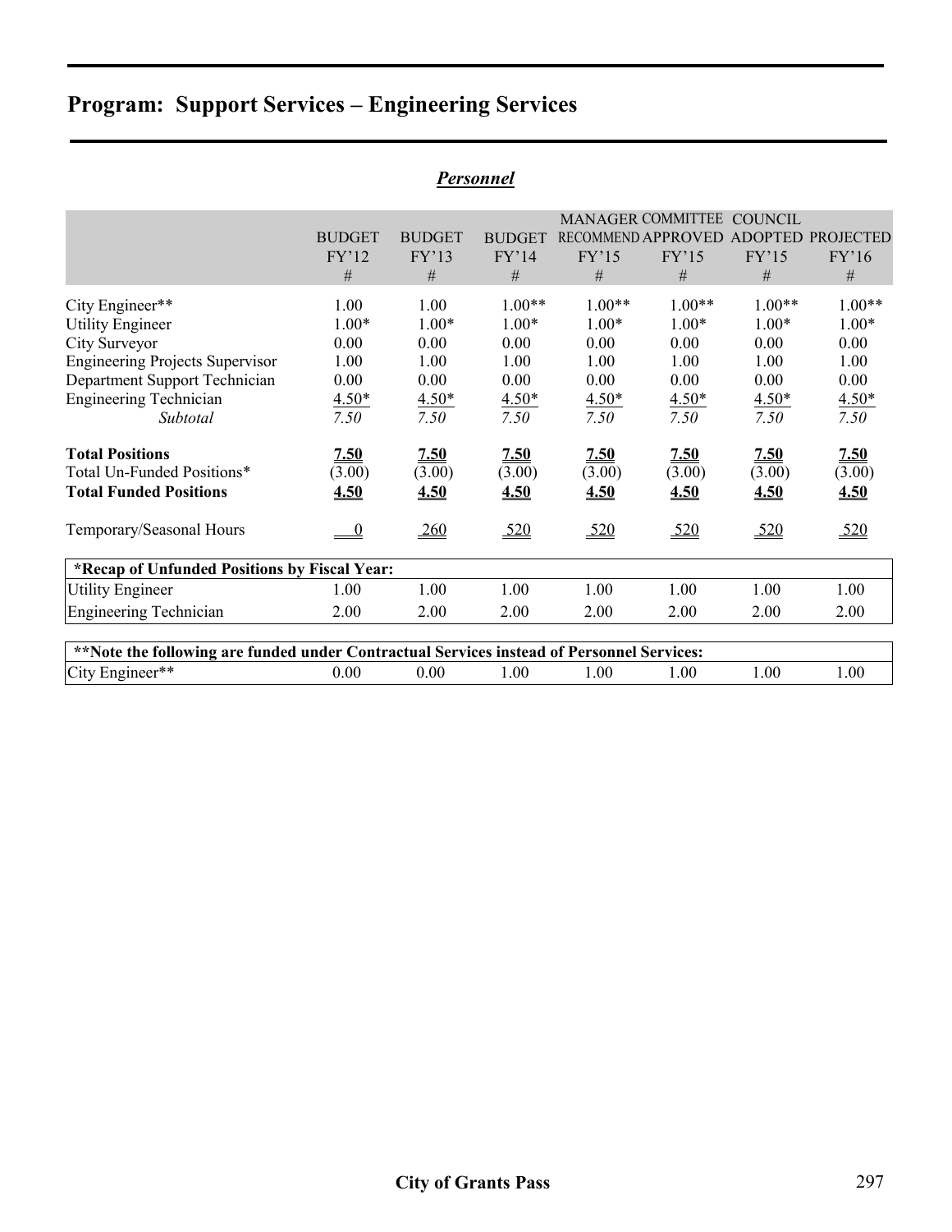# Program: Support Services – Engineering Services

## *Personnel*

| | BUDGET FY'12 # | BUDGET FY'13 # | BUDGET FY'14 # | MANAGER RECOMMEND FY'15 # | COMMITTEE APPROVED FY'15 # | COUNCIL ADOPTED FY'15 # | PROJECTED FY'16 # |
|---|---|---|---|---|---|---|---|
| City Engineer** | 1.00 | 1.00 | 1.00** | 1.00** | 1.00** | 1.00** | 1.00** |
| Utility Engineer | 1.00* | 1.00* | 1.00* | 1.00* | 1.00* | 1.00* | 1.00* |
| City Surveyor | 0.00 | 0.00 | 0.00 | 0.00 | 0.00 | 0.00 | 0.00 |
| Engineering Projects Supervisor | 1.00 | 1.00 | 1.00 | 1.00 | 1.00 | 1.00 | 1.00 |
| Department Support Technician | 0.00 | 0.00 | 0.00 | 0.00 | 0.00 | 0.00 | 0.00 |
| Engineering Technician | 4.50* | 4.50* | 4.50* | 4.50* | 4.50* | 4.50* | 4.50* |
| *Subtotal* | *7.50* | *7.50* | *7.50* | *7.50* | *7.50* | *7.50* | *7.50* |
| **Total Positions** | **7.50** | **7.50** | **7.50** | **7.50** | **7.50** | **7.50** | **7.50** |
| Total Un-Funded Positions* | (3.00) | (3.00) | (3.00) | (3.00) | (3.00) | (3.00) | (3.00) |
| **Total Funded Positions** | **4.50** | **4.50** | **4.50** | **4.50** | **4.50** | **4.50** | **4.50** |
| Temporary/Seasonal Hours | 0 | 260 | 520 | 520 | 520 | 520 | 520 |

| *Recap of Unfunded Positions by Fiscal Year: | | | | | | | |
|---|---|---|---|---|---|---|---|
| Utility Engineer | 1.00 | 1.00 | 1.00 | 1.00 | 1.00 | 1.00 | 1.00 |
| Engineering Technician | 2.00 | 2.00 | 2.00 | 2.00 | 2.00 | 2.00 | 2.00 |

| **Note the following are funded under Contractual Services instead of Personnel Services: | | | | | | | |
|---|---|---|---|---|---|---|---|
| City Engineer** | 0.00 | 0.00 | 1.00 | 1.00 | 1.00 | 1.00 | 1.00 |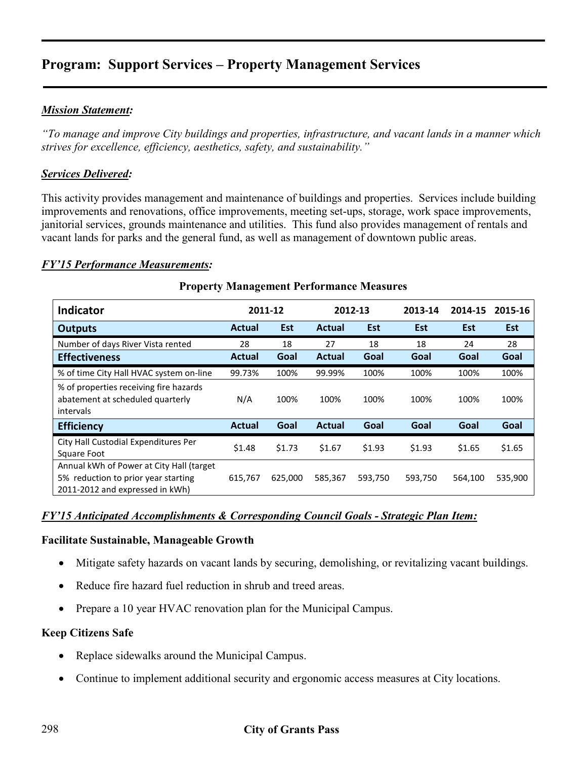# Program: Support Services – Property Management Services

***Mission Statement:***

*"To manage and improve City buildings and properties, infrastructure, and vacant lands in a manner which strives for excellence, efficiency, aesthetics, safety, and sustainability."*

***Services Delivered:***

This activity provides management and maintenance of buildings and properties. Services include building improvements and renovations, office improvements, meeting set-ups, storage, work space improvements, janitorial services, grounds maintenance and utilities. This fund also provides management of rentals and vacant lands for parks and the general fund, as well as management of downtown public areas.

***FY'15 Performance Measurements:***

**Property Management Performance Measures**

| Indicator | 2011-12 | | 2012-13 | | 2013-14 | 2014-15 | 2015-16 |
|---|---|---|---|---|---|---|---|
| **Outputs** | **Actual** | **Est** | **Actual** | **Est** | **Est** | **Est** | **Est** |
| Number of days River Vista rented | 28 | 18 | 27 | 18 | 18 | 24 | 28 |
| **Effectiveness** | **Actual** | **Goal** | **Actual** | **Goal** | **Goal** | **Goal** | **Goal** |
| % of time City Hall HVAC system on-line | 99.73% | 100% | 99.99% | 100% | 100% | 100% | 100% |
| % of properties receiving fire hazards abatement at scheduled quarterly intervals | N/A | 100% | 100% | 100% | 100% | 100% | 100% |
| **Efficiency** | **Actual** | **Goal** | **Actual** | **Goal** | **Goal** | **Goal** | **Goal** |
| City Hall Custodial Expenditures Per Square Foot | $1.48 | $1.73 | $1.67 | $1.93 | $1.93 | $1.65 | $1.65 |
| Annual kWh of Power at City Hall (target 5% reduction to prior year starting 2011-2012 and expressed in kWh) | 615,767 | 625,000 | 585,367 | 593,750 | 593,750 | 564,100 | 535,900 |

***FY'15 Anticipated Accomplishments & Corresponding Council Goals - Strategic Plan Item:***

**Facilitate Sustainable, Manageable Growth**

- Mitigate safety hazards on vacant lands by securing, demolishing, or revitalizing vacant buildings.
- Reduce fire hazard fuel reduction in shrub and treed areas.
- Prepare a 10 year HVAC renovation plan for the Municipal Campus.

**Keep Citizens Safe**

- Replace sidewalks around the Municipal Campus.
- Continue to implement additional security and ergonomic access measures at City locations.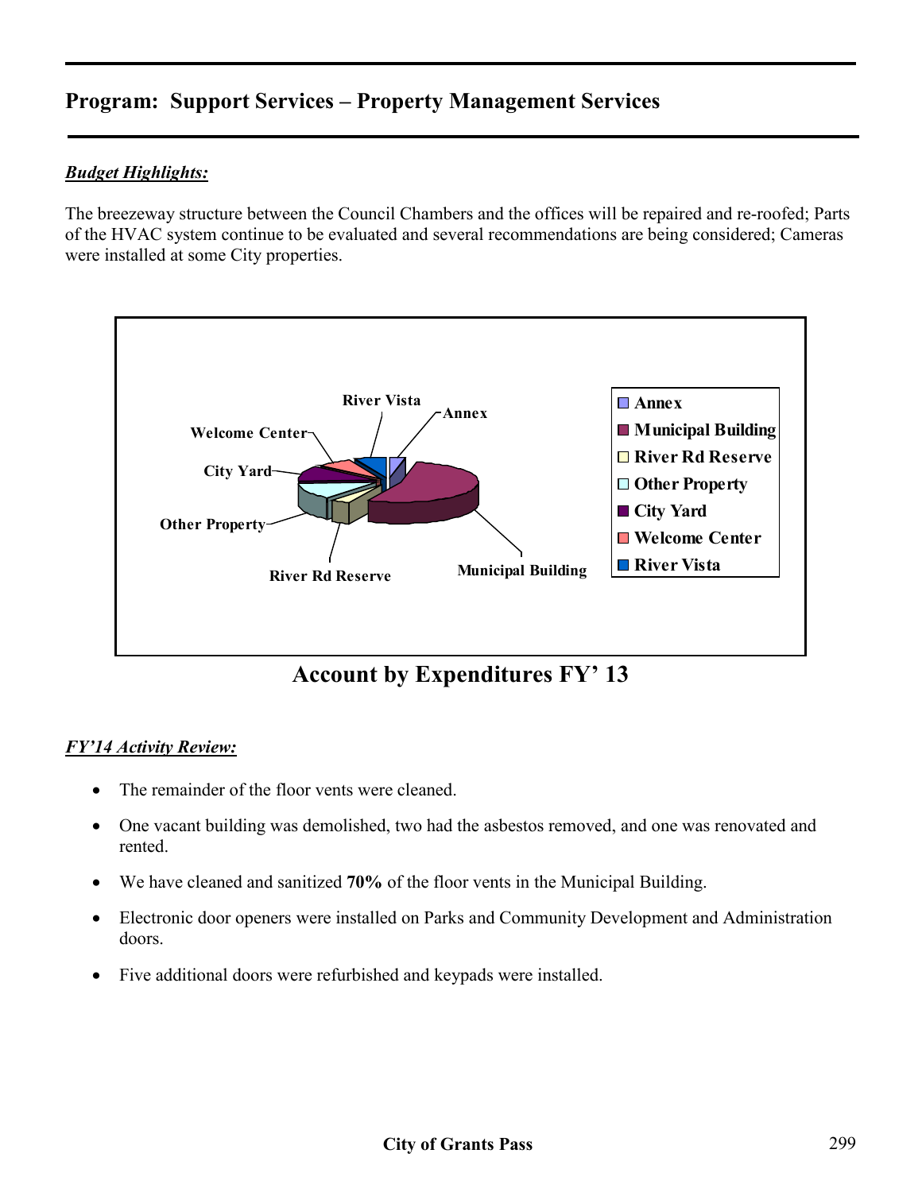## Program: Support Services – Property Management Services

***Budget Highlights:***

The breezeway structure between the Council Chambers and the offices will be repaired and re-roofed; Parts of the HVAC system continue to be evaluated and several recommendations are being considered; Cameras were installed at some City properties.

**Account by Expenditures FY' 13**

***FY'14 Activity Review:***

- The remainder of the floor vents were cleaned.
- One vacant building was demolished, two had the asbestos removed, and one was renovated and rented.
- We have cleaned and sanitized **70%** of the floor vents in the Municipal Building.
- Electronic door openers were installed on Parks and Community Development and Administration doors.
- Five additional doors were refurbished and keypads were installed.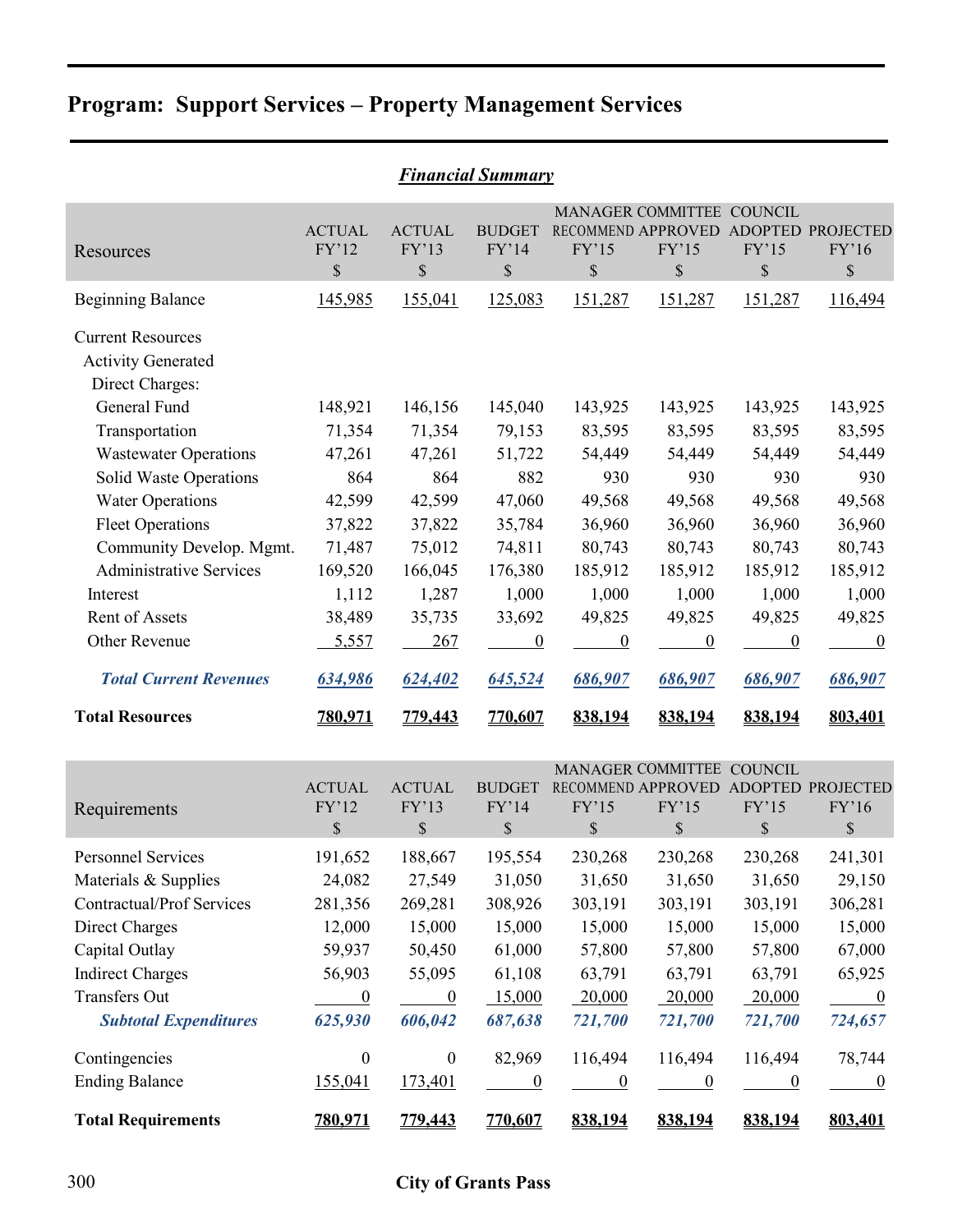# Program: Support Services – Property Management Services

***Financial Summary***

| Resources | ACTUAL FY'12 $ | ACTUAL FY'13 $ | BUDGET FY'14 $ | MANAGER RECOMMEND FY'15 $ | COMMITTEE APPROVED FY'15 $ | COUNCIL ADOPTED FY'15 $ | PROJECTED FY'16 $ |
|---|---|---|---|---|---|---|---|
| Beginning Balance | 145,985 | 155,041 | 125,083 | 151,287 | 151,287 | 151,287 | 116,494 |
| Current Resources | | | | | | | |
| Activity Generated | | | | | | | |
| Direct Charges: | | | | | | | |
| General Fund | 148,921 | 146,156 | 145,040 | 143,925 | 143,925 | 143,925 | 143,925 |
| Transportation | 71,354 | 71,354 | 79,153 | 83,595 | 83,595 | 83,595 | 83,595 |
| Wastewater Operations | 47,261 | 47,261 | 51,722 | 54,449 | 54,449 | 54,449 | 54,449 |
| Solid Waste Operations | 864 | 864 | 882 | 930 | 930 | 930 | 930 |
| Water Operations | 42,599 | 42,599 | 47,060 | 49,568 | 49,568 | 49,568 | 49,568 |
| Fleet Operations | 37,822 | 37,822 | 35,784 | 36,960 | 36,960 | 36,960 | 36,960 |
| Community Develop. Mgmt. | 71,487 | 75,012 | 74,811 | 80,743 | 80,743 | 80,743 | 80,743 |
| Administrative Services | 169,520 | 166,045 | 176,380 | 185,912 | 185,912 | 185,912 | 185,912 |
| Interest | 1,112 | 1,287 | 1,000 | 1,000 | 1,000 | 1,000 | 1,000 |
| Rent of Assets | 38,489 | 35,735 | 33,692 | 49,825 | 49,825 | 49,825 | 49,825 |
| Other Revenue | 5,557 | 267 | 0 | 0 | 0 | 0 | 0 |
| ***Total Current Revenues*** | ***634,986*** | ***624,402*** | ***645,524*** | ***686,907*** | ***686,907*** | ***686,907*** | ***686,907*** |
| **Total Resources** | **780,971** | **779,443** | **770,607** | **838,194** | **838,194** | **838,194** | **803,401** |

| Requirements | ACTUAL FY'12 $ | ACTUAL FY'13 $ | BUDGET FY'14 $ | MANAGER RECOMMEND FY'15 $ | COMMITTEE APPROVED FY'15 $ | COUNCIL ADOPTED FY'15 $ | PROJECTED FY'16 $ |
|---|---|---|---|---|---|---|---|
| Personnel Services | 191,652 | 188,667 | 195,554 | 230,268 | 230,268 | 230,268 | 241,301 |
| Materials & Supplies | 24,082 | 27,549 | 31,050 | 31,650 | 31,650 | 31,650 | 29,150 |
| Contractual/Prof Services | 281,356 | 269,281 | 308,926 | 303,191 | 303,191 | 303,191 | 306,281 |
| Direct Charges | 12,000 | 15,000 | 15,000 | 15,000 | 15,000 | 15,000 | 15,000 |
| Capital Outlay | 59,937 | 50,450 | 61,000 | 57,800 | 57,800 | 57,800 | 67,000 |
| Indirect Charges | 56,903 | 55,095 | 61,108 | 63,791 | 63,791 | 63,791 | 65,925 |
| Transfers Out | 0 | 0 | 15,000 | 20,000 | 20,000 | 20,000 | 0 |
| ***Subtotal Expenditures*** | ***625,930*** | ***606,042*** | ***687,638*** | ***721,700*** | ***721,700*** | ***721,700*** | ***724,657*** |
| Contingencies | 0 | 0 | 82,969 | 116,494 | 116,494 | 116,494 | 78,744 |
| Ending Balance | 155,041 | 173,401 | 0 | 0 | 0 | 0 | 0 |
| **Total Requirements** | **780,971** | **779,443** | **770,607** | **838,194** | **838,194** | **838,194** | **803,401** |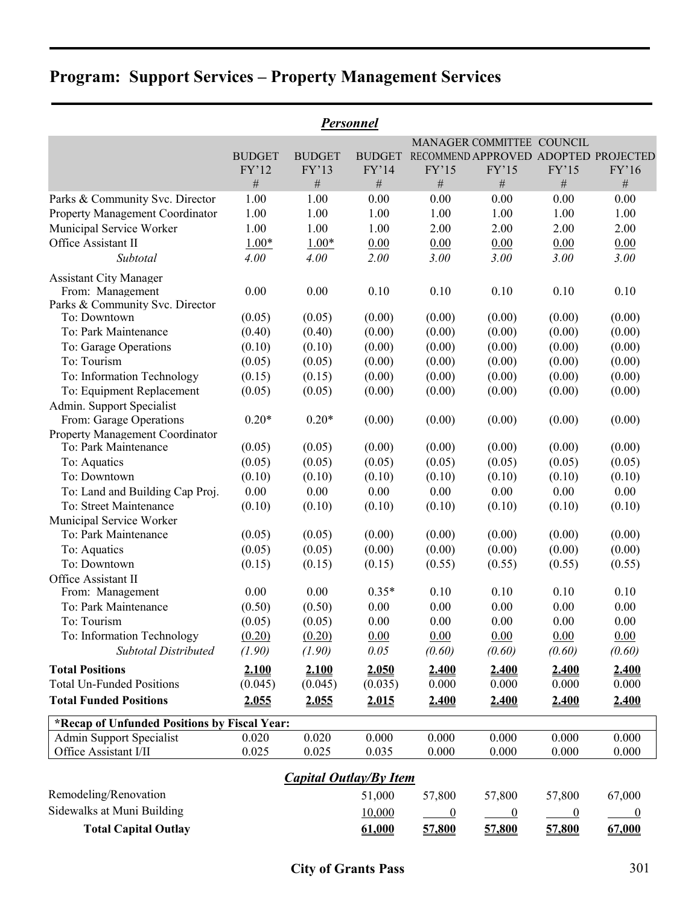# Program: Support Services – Property Management Services

## *Personnel*

| | BUDGET FY'12 # | BUDGET FY'13 # | BUDGET FY'14 # | MANAGER RECOMMEND FY'15 # | COMMITTEE APPROVED FY'15 # | COUNCIL ADOPTED FY'15 # | PROJECTED FY'16 # |
|---|---|---|---|---|---|---|---|
| Parks & Community Svc. Director | 1.00 | 1.00 | 0.00 | 0.00 | 0.00 | 0.00 | 0.00 |
| Property Management Coordinator | 1.00 | 1.00 | 1.00 | 1.00 | 1.00 | 1.00 | 1.00 |
| Municipal Service Worker | 1.00 | 1.00 | 1.00 | 2.00 | 2.00 | 2.00 | 2.00 |
| Office Assistant II | 1.00* | 1.00* | 0.00 | 0.00 | 0.00 | 0.00 | 0.00 |
| *Subtotal* | *4.00* | *4.00* | *2.00* | *3.00* | *3.00* | *3.00* | *3.00* |
| Assistant City Manager | | | | | | | |
| From: Management | 0.00 | 0.00 | 0.10 | 0.10 | 0.10 | 0.10 | 0.10 |
| Parks & Community Svc. Director | | | | | | | |
| To: Downtown | (0.05) | (0.05) | (0.00) | (0.00) | (0.00) | (0.00) | (0.00) |
| To: Park Maintenance | (0.40) | (0.40) | (0.00) | (0.00) | (0.00) | (0.00) | (0.00) |
| To: Garage Operations | (0.10) | (0.10) | (0.00) | (0.00) | (0.00) | (0.00) | (0.00) |
| To: Tourism | (0.05) | (0.05) | (0.00) | (0.00) | (0.00) | (0.00) | (0.00) |
| To: Information Technology | (0.15) | (0.15) | (0.00) | (0.00) | (0.00) | (0.00) | (0.00) |
| To: Equipment Replacement | (0.05) | (0.05) | (0.00) | (0.00) | (0.00) | (0.00) | (0.00) |
| Admin. Support Specialist | | | | | | | |
| From: Garage Operations | 0.20* | 0.20* | (0.00) | (0.00) | (0.00) | (0.00) | (0.00) |
| Property Management Coordinator | | | | | | | |
| To: Park Maintenance | (0.05) | (0.05) | (0.00) | (0.00) | (0.00) | (0.00) | (0.00) |
| To: Aquatics | (0.05) | (0.05) | (0.05) | (0.05) | (0.05) | (0.05) | (0.05) |
| To: Downtown | (0.10) | (0.10) | (0.10) | (0.10) | (0.10) | (0.10) | (0.10) |
| To: Land and Building Cap Proj. | 0.00 | 0.00 | 0.00 | 0.00 | 0.00 | 0.00 | 0.00 |
| To: Street Maintenance | (0.10) | (0.10) | (0.10) | (0.10) | (0.10) | (0.10) | (0.10) |
| Municipal Service Worker | | | | | | | |
| To: Park Maintenance | (0.05) | (0.05) | (0.00) | (0.00) | (0.00) | (0.00) | (0.00) |
| To: Aquatics | (0.05) | (0.05) | (0.00) | (0.00) | (0.00) | (0.00) | (0.00) |
| To: Downtown | (0.15) | (0.15) | (0.15) | (0.55) | (0.55) | (0.55) | (0.55) |
| Office Assistant II | | | | | | | |
| From: Management | 0.00 | 0.00 | 0.35* | 0.10 | 0.10 | 0.10 | 0.10 |
| To: Park Maintenance | (0.50) | (0.50) | 0.00 | 0.00 | 0.00 | 0.00 | 0.00 |
| To: Tourism | (0.05) | (0.05) | 0.00 | 0.00 | 0.00 | 0.00 | 0.00 |
| To: Information Technology | (0.20) | (0.20) | 0.00 | 0.00 | 0.00 | 0.00 | 0.00 |
| *Subtotal Distributed* | *(1.90)* | *(1.90)* | *0.05* | *(0.60)* | *(0.60)* | *(0.60)* | *(0.60)* |
| **Total Positions** | **2.100** | **2.100** | **2.050** | **2.400** | **2.400** | **2.400** | **2.400** |
| Total Un-Funded Positions | (0.045) | (0.045) | (0.035) | 0.000 | 0.000 | 0.000 | 0.000 |
| **Total Funded Positions** | **2.055** | **2.055** | **2.015** | **2.400** | **2.400** | **2.400** | **2.400** |

| *Recap of Unfunded Positions by Fiscal Year: | | | | | | | |
|---|---|---|---|---|---|---|---|
| Admin Support Specialist | 0.020 | 0.020 | 0.000 | 0.000 | 0.000 | 0.000 | 0.000 |
| Office Assistant I/II | 0.025 | 0.025 | 0.035 | 0.000 | 0.000 | 0.000 | 0.000 |

## *Capital Outlay/By Item*

| | BUDGET FY'14 | MANAGER RECOMMEND FY'15 | COMMITTEE APPROVED FY'15 | COUNCIL ADOPTED FY'15 | PROJECTED FY'16 |
|---|---|---|---|---|---|
| Remodeling/Renovation | 51,000 | 57,800 | 57,800 | 57,800 | 67,000 |
| Sidewalks at Muni Building | 10,000 | 0 | 0 | 0 | 0 |
| **Total Capital Outlay** | **61,000** | **57,800** | **57,800** | **57,800** | **67,000** |

City of Grants Pass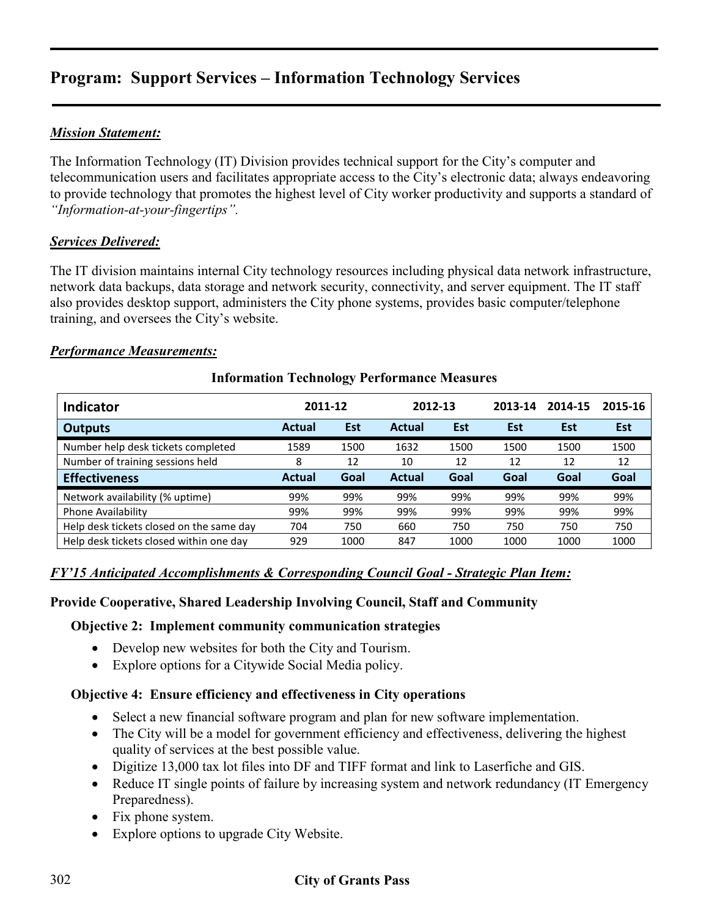# Program: Support Services – Information Technology Services

***Mission Statement:***

The Information Technology (IT) Division provides technical support for the City's computer and telecommunication users and facilitates appropriate access to the City's electronic data; always endeavoring to provide technology that promotes the highest level of City worker productivity and supports a standard of *"Information-at-your-fingertips".*

***Services Delivered:***

The IT division maintains internal City technology resources including physical data network infrastructure, network data backups, data storage and network security, connectivity, and server equipment. The IT staff also provides desktop support, administers the City phone systems, provides basic computer/telephone training, and oversees the City's website.

***Performance Measurements:***

**Information Technology Performance Measures**

| Indicator | 2011-12 | | 2012-13 | | 2013-14 | 2014-15 | 2015-16 |
|---|---|---|---|---|---|---|---|
| **Outputs** | **Actual** | **Est** | **Actual** | **Est** | **Est** | **Est** | **Est** |
| Number help desk tickets completed | 1589 | 1500 | 1632 | 1500 | 1500 | 1500 | 1500 |
| Number of training sessions held | 8 | 12 | 10 | 12 | 12 | 12 | 12 |
| **Effectiveness** | **Actual** | **Goal** | **Actual** | **Goal** | **Goal** | **Goal** | **Goal** |
| Network availability (% uptime) | 99% | 99% | 99% | 99% | 99% | 99% | 99% |
| Phone Availability | 99% | 99% | 99% | 99% | 99% | 99% | 99% |
| Help desk tickets closed on the same day | 704 | 750 | 660 | 750 | 750 | 750 | 750 |
| Help desk tickets closed within one day | 929 | 1000 | 847 | 1000 | 1000 | 1000 | 1000 |

***FY'15 Anticipated Accomplishments & Corresponding Council Goal - Strategic Plan Item:***

**Provide Cooperative, Shared Leadership Involving Council, Staff and Community**

**Objective 2: Implement community communication strategies**

- Develop new websites for both the City and Tourism.
- Explore options for a Citywide Social Media policy.

**Objective 4: Ensure efficiency and effectiveness in City operations**

- Select a new financial software program and plan for new software implementation.
- The City will be a model for government efficiency and effectiveness, delivering the highest quality of services at the best possible value.
- Digitize 13,000 tax lot files into DF and TIFF format and link to Laserfiche and GIS.
- Reduce IT single points of failure by increasing system and network redundancy (IT Emergency Preparedness).
- Fix phone system.
- Explore options to upgrade City Website.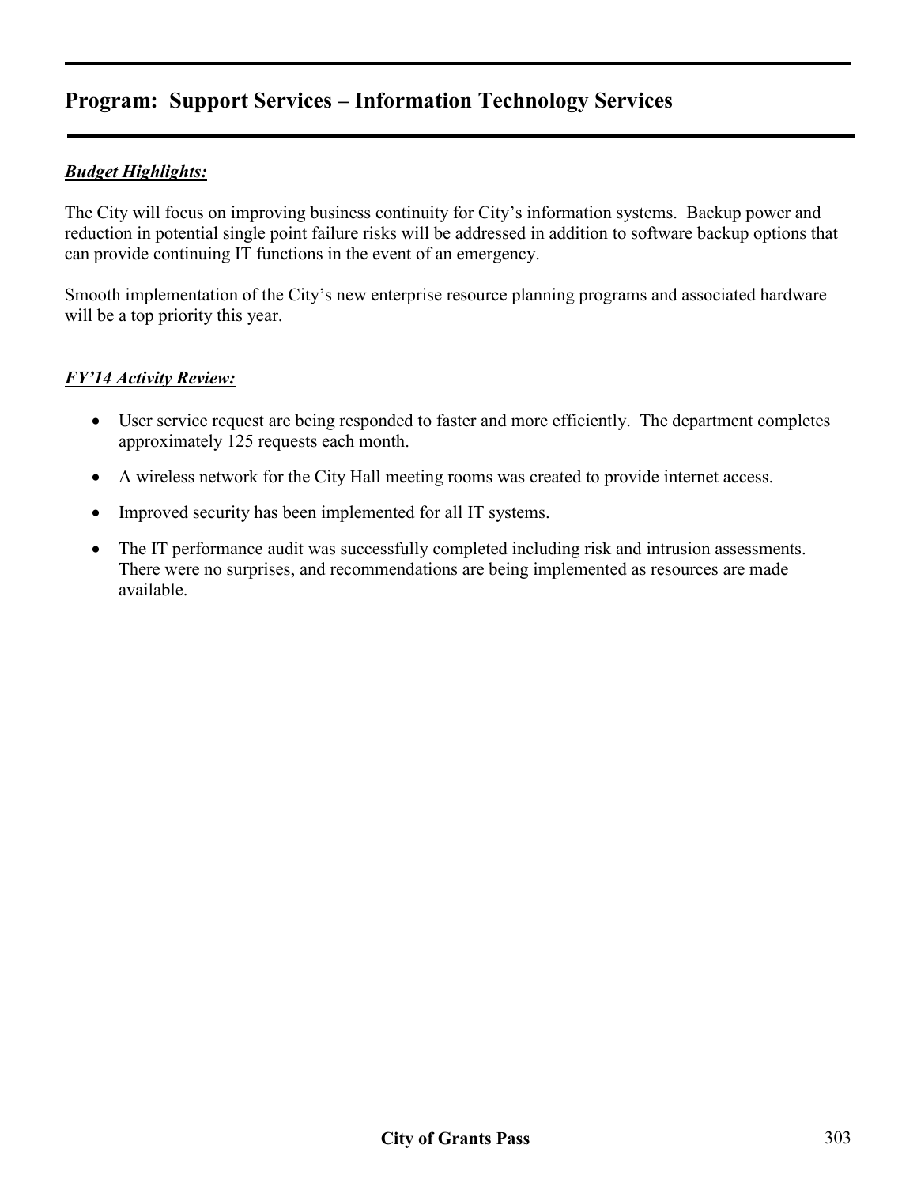## Program: Support Services – Information Technology Services

***Budget Highlights:***

The City will focus on improving business continuity for City's information systems. Backup power and reduction in potential single point failure risks will be addressed in addition to software backup options that can provide continuing IT functions in the event of an emergency.

Smooth implementation of the City's new enterprise resource planning programs and associated hardware will be a top priority this year.

***FY'14 Activity Review:***

- User service request are being responded to faster and more efficiently. The department completes approximately 125 requests each month.
- A wireless network for the City Hall meeting rooms was created to provide internet access.
- Improved security has been implemented for all IT systems.
- The IT performance audit was successfully completed including risk and intrusion assessments. There were no surprises, and recommendations are being implemented as resources are made available.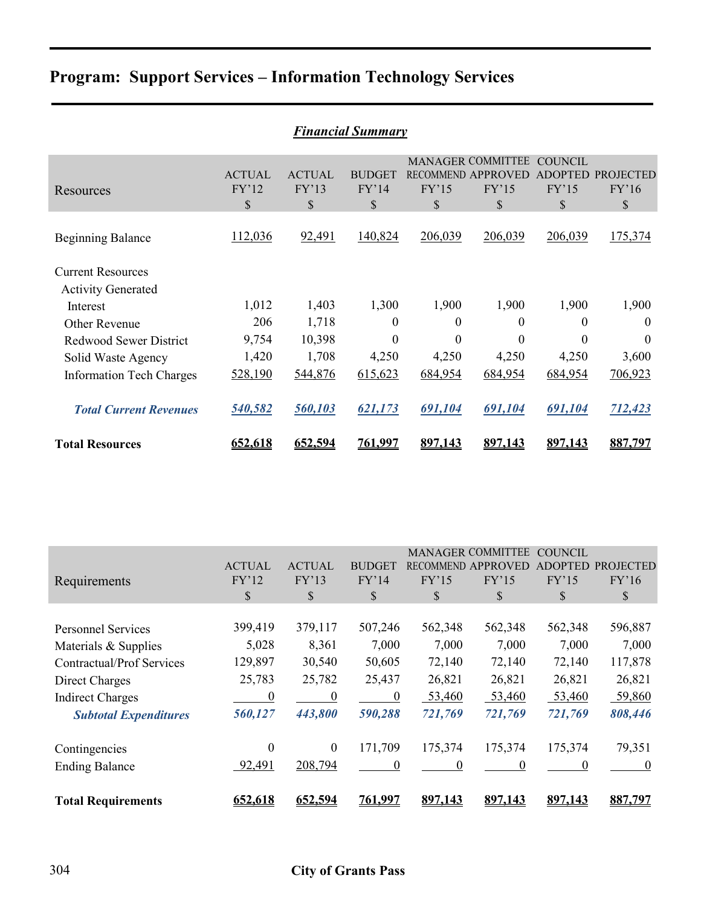## Program: Support Services – Information Technology Services

### *Financial Summary*

| Resources | ACTUAL FY'12 $ | ACTUAL FY'13 $ | BUDGET FY'14 $ | MANAGER RECOMMEND FY'15 $ | COMMITTEE APPROVED FY'15 $ | COUNCIL ADOPTED FY'15 $ | PROJECTED FY'16 $ |
|---|---|---|---|---|---|---|---|
| Beginning Balance | 112,036 | 92,491 | 140,824 | 206,039 | 206,039 | 206,039 | 175,374 |
| Current Resources | | | | | | | |
| Activity Generated | | | | | | | |
| Interest | 1,012 | 1,403 | 1,300 | 1,900 | 1,900 | 1,900 | 1,900 |
| Other Revenue | 206 | 1,718 | 0 | 0 | 0 | 0 | 0 |
| Redwood Sewer District | 9,754 | 10,398 | 0 | 0 | 0 | 0 | 0 |
| Solid Waste Agency | 1,420 | 1,708 | 4,250 | 4,250 | 4,250 | 4,250 | 3,600 |
| Information Tech Charges | 528,190 | 544,876 | 615,623 | 684,954 | 684,954 | 684,954 | 706,923 |
| ***Total Current Revenues*** | ***540,582*** | ***560,103*** | ***621,173*** | ***691,104*** | ***691,104*** | ***691,104*** | ***712,423*** |
| **Total Resources** | **652,618** | **652,594** | **761,997** | **897,143** | **897,143** | **897,143** | **887,797** |

| Requirements | ACTUAL FY'12 $ | ACTUAL FY'13 $ | BUDGET FY'14 $ | MANAGER RECOMMEND FY'15 $ | COMMITTEE APPROVED FY'15 $ | COUNCIL ADOPTED FY'15 $ | PROJECTED FY'16 $ |
|---|---|---|---|---|---|---|---|
| Personnel Services | 399,419 | 379,117 | 507,246 | 562,348 | 562,348 | 562,348 | 596,887 |
| Materials & Supplies | 5,028 | 8,361 | 7,000 | 7,000 | 7,000 | 7,000 | 7,000 |
| Contractual/Prof Services | 129,897 | 30,540 | 50,605 | 72,140 | 72,140 | 72,140 | 117,878 |
| Direct Charges | 25,783 | 25,782 | 25,437 | 26,821 | 26,821 | 26,821 | 26,821 |
| Indirect Charges | 0 | 0 | 0 | 53,460 | 53,460 | 53,460 | 59,860 |
| ***Subtotal Expenditures*** | ***560,127*** | ***443,800*** | ***590,288*** | ***721,769*** | ***721,769*** | ***721,769*** | ***808,446*** |
| Contingencies | 0 | 0 | 171,709 | 175,374 | 175,374 | 175,374 | 79,351 |
| Ending Balance | 92,491 | 208,794 | 0 | 0 | 0 | 0 | 0 |
| **Total Requirements** | **652,618** | **652,594** | **761,997** | **897,143** | **897,143** | **897,143** | **887,797** |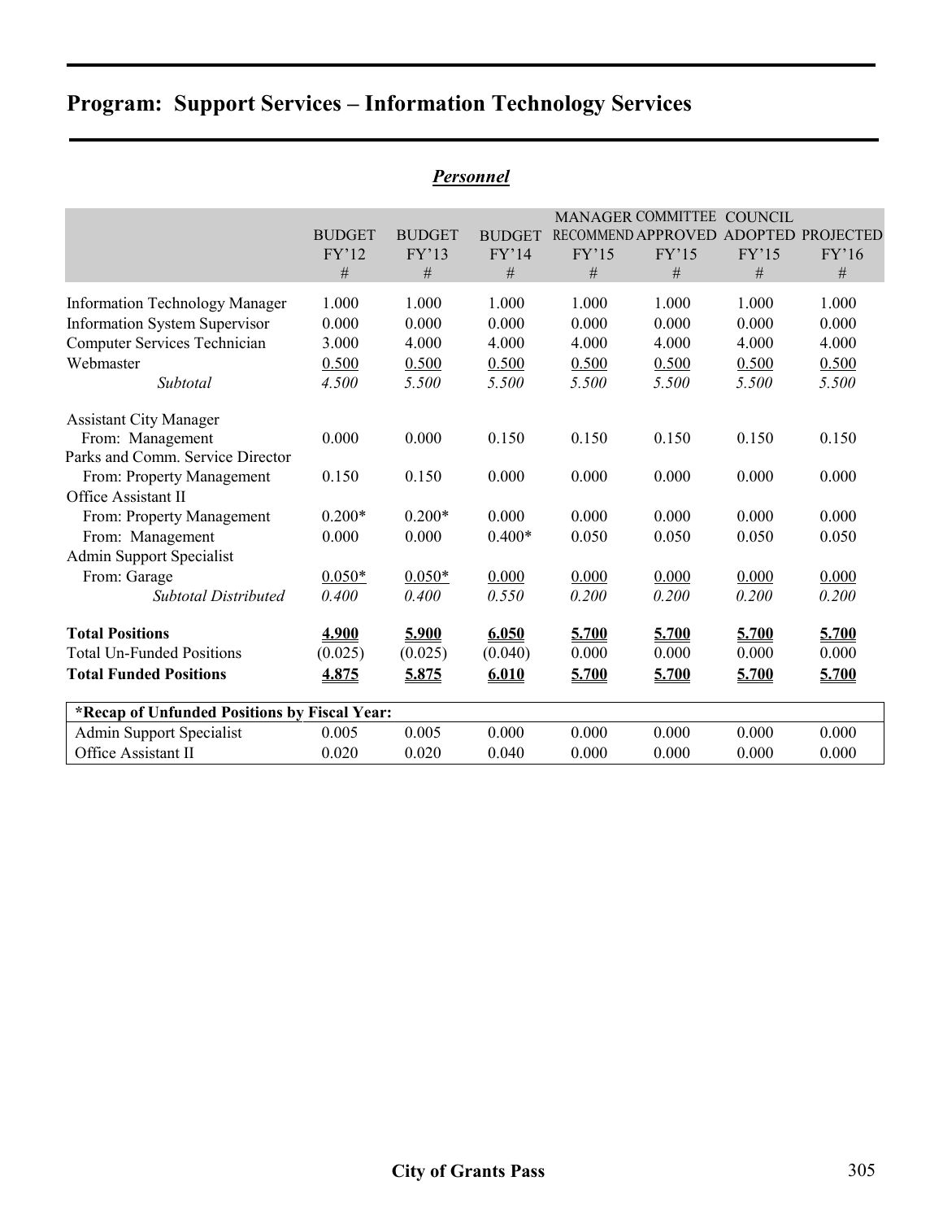# Program: Support Services – Information Technology Services

## *Personnel*

| | BUDGET FY'12 # | BUDGET FY'13 # | BUDGET FY'14 # | MANAGER RECOMMEND FY'15 # | COMMITTEE APPROVED FY'15 # | COUNCIL ADOPTED FY'15 # | PROJECTED FY'16 # |
|---|---|---|---|---|---|---|---|
| Information Technology Manager | 1.000 | 1.000 | 1.000 | 1.000 | 1.000 | 1.000 | 1.000 |
| Information System Supervisor | 0.000 | 0.000 | 0.000 | 0.000 | 0.000 | 0.000 | 0.000 |
| Computer Services Technician | 3.000 | 4.000 | 4.000 | 4.000 | 4.000 | 4.000 | 4.000 |
| Webmaster | 0.500 | 0.500 | 0.500 | 0.500 | 0.500 | 0.500 | 0.500 |
| *Subtotal* | *4.500* | *5.500* | *5.500* | *5.500* | *5.500* | *5.500* | *5.500* |
| Assistant City Manager | | | | | | | |
| From: Management | 0.000 | 0.000 | 0.150 | 0.150 | 0.150 | 0.150 | 0.150 |
| Parks and Comm. Service Director | | | | | | | |
| From: Property Management | 0.150 | 0.150 | 0.000 | 0.000 | 0.000 | 0.000 | 0.000 |
| Office Assistant II | | | | | | | |
| From: Property Management | 0.200* | 0.200* | 0.000 | 0.000 | 0.000 | 0.000 | 0.000 |
| From: Management | 0.000 | 0.000 | 0.400* | 0.050 | 0.050 | 0.050 | 0.050 |
| Admin Support Specialist | | | | | | | |
| From: Garage | 0.050* | 0.050* | 0.000 | 0.000 | 0.000 | 0.000 | 0.000 |
| *Subtotal Distributed* | *0.400* | *0.400* | *0.550* | *0.200* | *0.200* | *0.200* | *0.200* |
| **Total Positions** | **4.900** | **5.900** | **6.050** | **5.700** | **5.700** | **5.700** | **5.700** |
| Total Un-Funded Positions | (0.025) | (0.025) | (0.040) | 0.000 | 0.000 | 0.000 | 0.000 |
| **Total Funded Positions** | **4.875** | **5.875** | **6.010** | **5.700** | **5.700** | **5.700** | **5.700** |

| **\*Recap of Unfunded Positions by Fiscal Year:** | | | | | | | |
|---|---|---|---|---|---|---|---|
| Admin Support Specialist | 0.005 | 0.005 | 0.000 | 0.000 | 0.000 | 0.000 | 0.000 |
| Office Assistant II | 0.020 | 0.020 | 0.040 | 0.000 | 0.000 | 0.000 | 0.000 |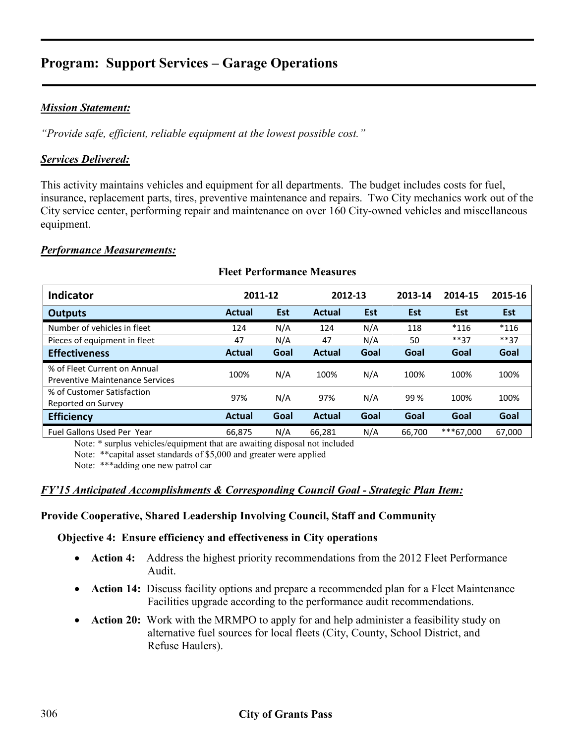## Program: Support Services – Garage Operations

***Mission Statement:***

*"Provide safe, efficient, reliable equipment at the lowest possible cost."*

***Services Delivered:***

This activity maintains vehicles and equipment for all departments. The budget includes costs for fuel, insurance, replacement parts, tires, preventive maintenance and repairs. Two City mechanics work out of the City service center, performing repair and maintenance on over 160 City-owned vehicles and miscellaneous equipment.

***Performance Measurements:***

**Fleet Performance Measures**

| Indicator | 2011-12 | | 2012-13 | | 2013-14 | 2014-15 | 2015-16 |
|---|---|---|---|---|---|---|---|
| **Outputs** | **Actual** | **Est** | **Actual** | **Est** | **Est** | **Est** | **Est** |
| Number of vehicles in fleet | 124 | N/A | 124 | N/A | 118 | *116 | *116 |
| Pieces of equipment in fleet | 47 | N/A | 47 | N/A | 50 | **37 | **37 |
| **Effectiveness** | **Actual** | **Goal** | **Actual** | **Goal** | **Goal** | **Goal** | **Goal** |
| % of Fleet Current on Annual Preventive Maintenance Services | 100% | N/A | 100% | N/A | 100% | 100% | 100% |
| % of Customer Satisfaction Reported on Survey | 97% | N/A | 97% | N/A | 99 % | 100% | 100% |
| **Efficiency** | **Actual** | **Goal** | **Actual** | **Goal** | **Goal** | **Goal** | **Goal** |
| Fuel Gallons Used Per Year | 66,875 | N/A | 66,281 | N/A | 66,700 | ***67,000 | 67,000 |

Note: * surplus vehicles/equipment that are awaiting disposal not included

Note: **capital asset standards of $5,000 and greater were applied

Note: ***adding one new patrol car

***FY'15 Anticipated Accomplishments & Corresponding Council Goal - Strategic Plan Item:***

**Provide Cooperative, Shared Leadership Involving Council, Staff and Community**

**Objective 4: Ensure efficiency and effectiveness in City operations**

- **Action 4:** Address the highest priority recommendations from the 2012 Fleet Performance Audit.
- **Action 14:** Discuss facility options and prepare a recommended plan for a Fleet Maintenance Facilities upgrade according to the performance audit recommendations.
- **Action 20:** Work with the MRMPO to apply for and help administer a feasibility study on alternative fuel sources for local fleets (City, County, School District, and Refuse Haulers).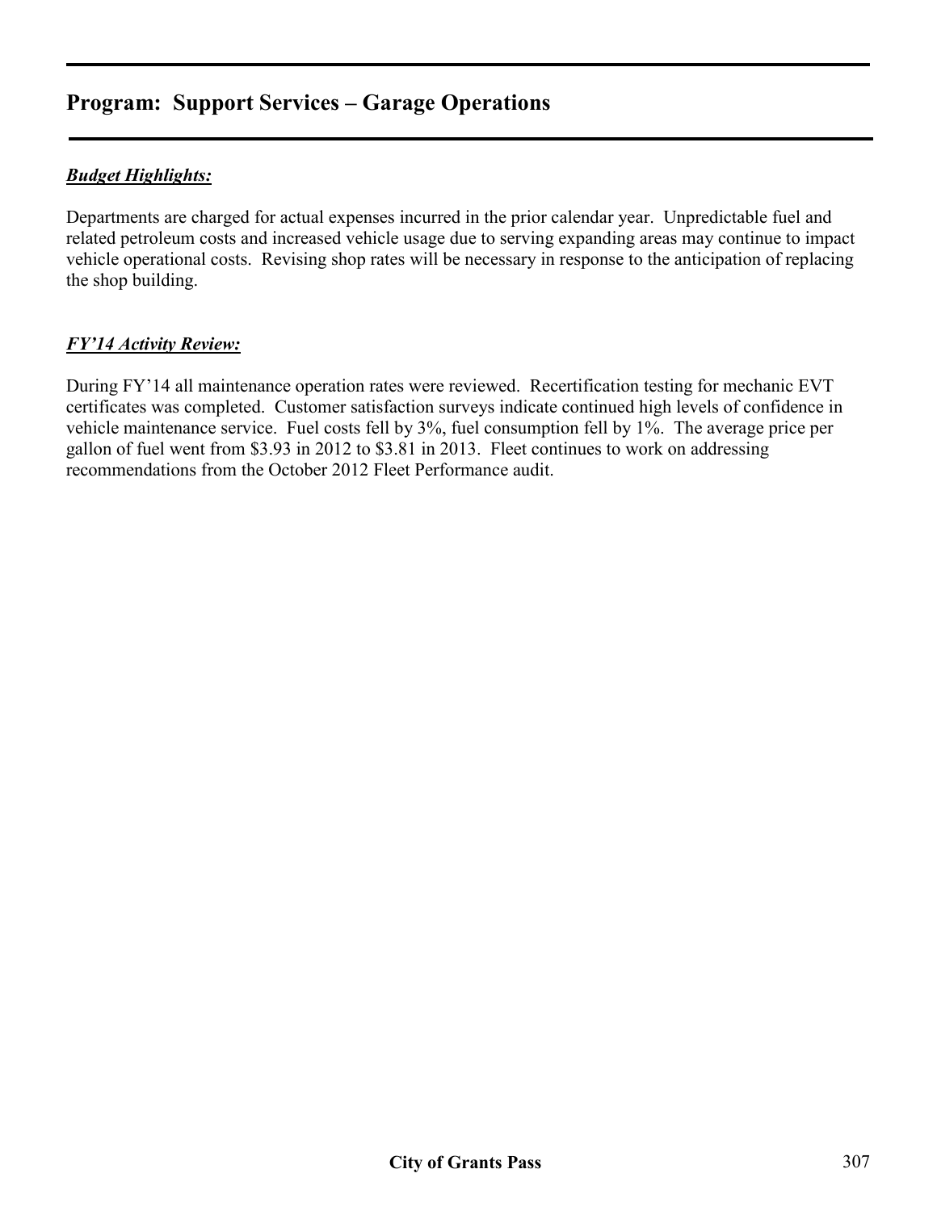## Program: Support Services – Garage Operations

***Budget Highlights:***

Departments are charged for actual expenses incurred in the prior calendar year. Unpredictable fuel and related petroleum costs and increased vehicle usage due to serving expanding areas may continue to impact vehicle operational costs. Revising shop rates will be necessary in response to the anticipation of replacing the shop building.

***FY'14 Activity Review:***

During FY'14 all maintenance operation rates were reviewed. Recertification testing for mechanic EVT certificates was completed. Customer satisfaction surveys indicate continued high levels of confidence in vehicle maintenance service. Fuel costs fell by 3%, fuel consumption fell by 1%. The average price per gallon of fuel went from $3.93 in 2012 to $3.81 in 2013. Fleet continues to work on addressing recommendations from the October 2012 Fleet Performance audit.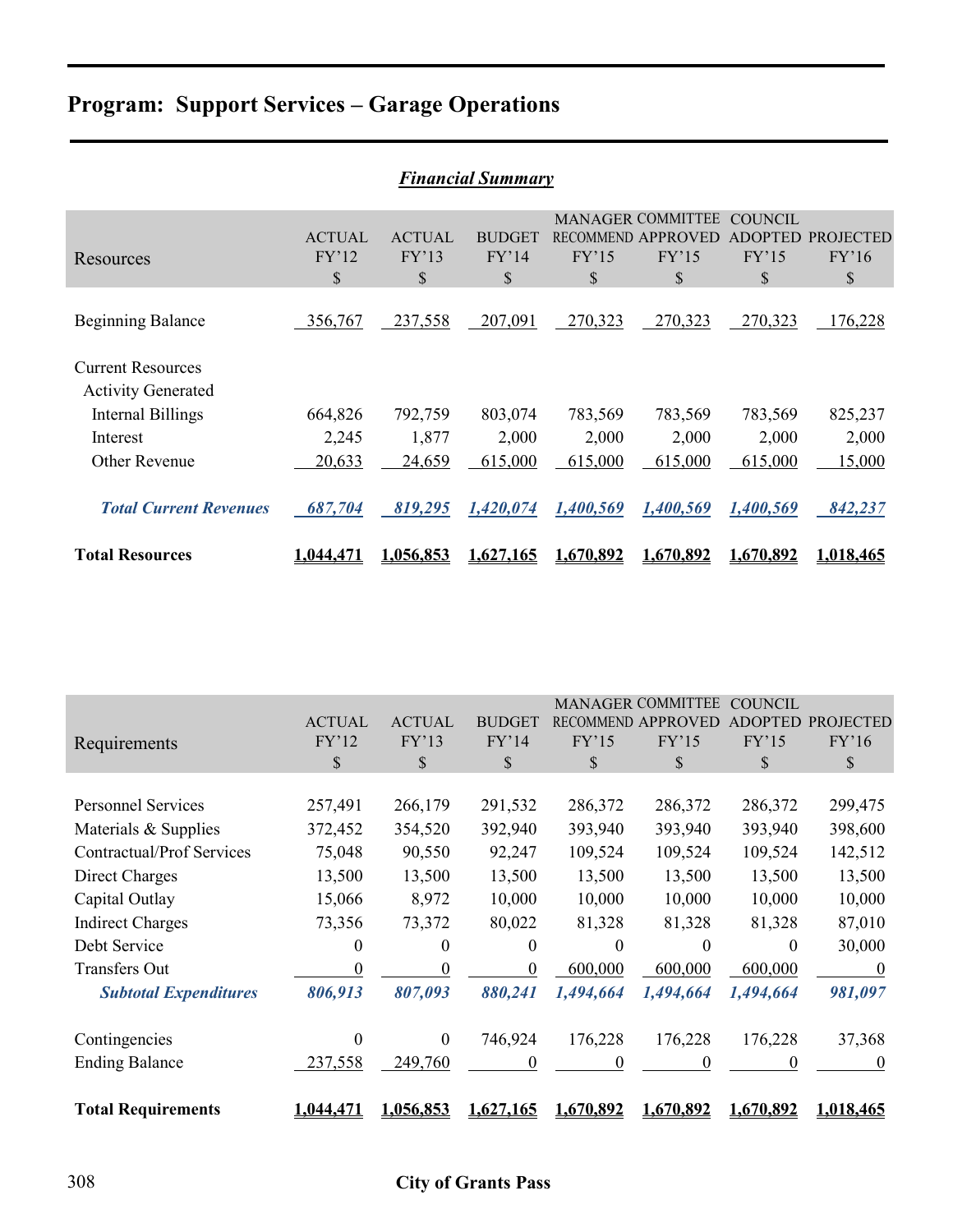# Program: Support Services – Garage Operations

***Financial Summary***

| Resources | ACTUAL FY'12 $ | ACTUAL FY'13 $ | BUDGET FY'14 $ | MANAGER RECOMMEND FY'15 $ | COMMITTEE APPROVED FY'15 $ | COUNCIL ADOPTED FY'15 $ | PROJECTED FY'16 $ |
|---|---|---|---|---|---|---|---|
| Beginning Balance | 356,767 | 237,558 | 207,091 | 270,323 | 270,323 | 270,323 | 176,228 |
| Current Resources | | | | | | | |
| Activity Generated | | | | | | | |
| Internal Billings | 664,826 | 792,759 | 803,074 | 783,569 | 783,569 | 783,569 | 825,237 |
| Interest | 2,245 | 1,877 | 2,000 | 2,000 | 2,000 | 2,000 | 2,000 |
| Other Revenue | 20,633 | 24,659 | 615,000 | 615,000 | 615,000 | 615,000 | 15,000 |
| ***Total Current Revenues*** | ***687,704*** | ***819,295*** | ***1,420,074*** | ***1,400,569*** | ***1,400,569*** | ***1,400,569*** | ***842,237*** |
| **Total Resources** | **1,044,471** | **1,056,853** | **1,627,165** | **1,670,892** | **1,670,892** | **1,670,892** | **1,018,465** |

| Requirements | ACTUAL FY'12 $ | ACTUAL FY'13 $ | BUDGET FY'14 $ | MANAGER RECOMMEND FY'15 $ | COMMITTEE APPROVED FY'15 $ | COUNCIL ADOPTED FY'15 $ | PROJECTED FY'16 $ |
|---|---|---|---|---|---|---|---|
| Personnel Services | 257,491 | 266,179 | 291,532 | 286,372 | 286,372 | 286,372 | 299,475 |
| Materials & Supplies | 372,452 | 354,520 | 392,940 | 393,940 | 393,940 | 393,940 | 398,600 |
| Contractual/Prof Services | 75,048 | 90,550 | 92,247 | 109,524 | 109,524 | 109,524 | 142,512 |
| Direct Charges | 13,500 | 13,500 | 13,500 | 13,500 | 13,500 | 13,500 | 13,500 |
| Capital Outlay | 15,066 | 8,972 | 10,000 | 10,000 | 10,000 | 10,000 | 10,000 |
| Indirect Charges | 73,356 | 73,372 | 80,022 | 81,328 | 81,328 | 81,328 | 87,010 |
| Debt Service | 0 | 0 | 0 | 0 | 0 | 0 | 30,000 |
| Transfers Out | 0 | 0 | 0 | 600,000 | 600,000 | 600,000 | 0 |
| ***Subtotal Expenditures*** | ***806,913*** | ***807,093*** | ***880,241*** | ***1,494,664*** | ***1,494,664*** | ***1,494,664*** | ***981,097*** |
| Contingencies | 0 | 0 | 746,924 | 176,228 | 176,228 | 176,228 | 37,368 |
| Ending Balance | 237,558 | 249,760 | 0 | 0 | 0 | 0 | 0 |
| **Total Requirements** | **1,044,471** | **1,056,853** | **1,627,165** | **1,670,892** | **1,670,892** | **1,670,892** | **1,018,465** |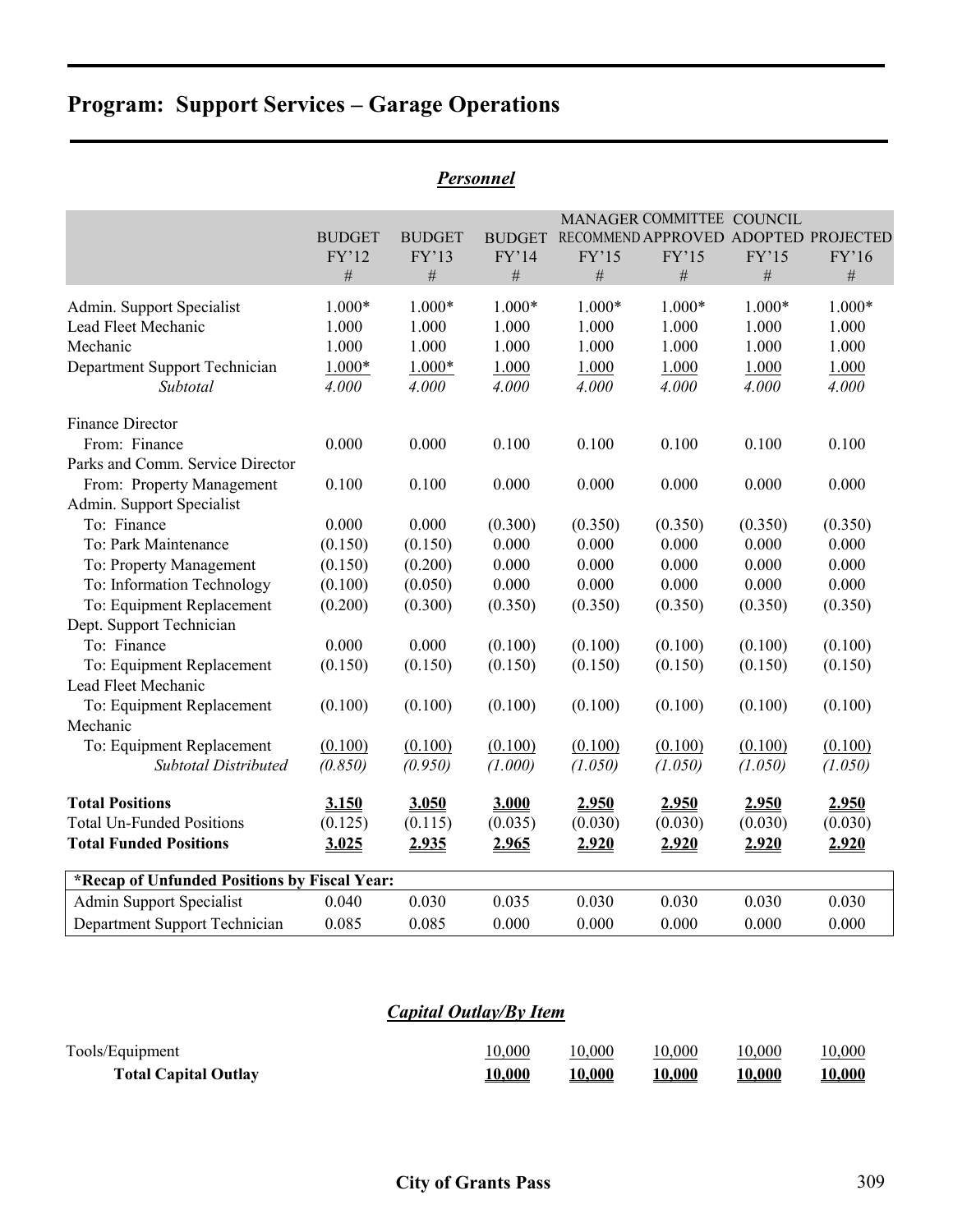# Program: Support Services – Garage Operations

## *Personnel*

| | BUDGET FY'12 # | BUDGET FY'13 # | BUDGET FY'14 # | MANAGER RECOMMEND FY'15 # | COMMITTEE APPROVED FY'15 # | COUNCIL ADOPTED FY'15 # | PROJECTED FY'16 # |
|---|---|---|---|---|---|---|---|
| Admin. Support Specialist | 1.000* | 1.000* | 1.000* | 1.000* | 1.000* | 1.000* | 1.000* |
| Lead Fleet Mechanic | 1.000 | 1.000 | 1.000 | 1.000 | 1.000 | 1.000 | 1.000 |
| Mechanic | 1.000 | 1.000 | 1.000 | 1.000 | 1.000 | 1.000 | 1.000 |
| Department Support Technician | 1.000* | 1.000* | 1.000 | 1.000 | 1.000 | 1.000 | 1.000 |
| *Subtotal* | *4.000* | *4.000* | *4.000* | *4.000* | *4.000* | *4.000* | *4.000* |
| Finance Director | | | | | | | |
| From: Finance | 0.000 | 0.000 | 0.100 | 0.100 | 0.100 | 0.100 | 0.100 |
| Parks and Comm. Service Director | | | | | | | |
| From: Property Management | 0.100 | 0.100 | 0.000 | 0.000 | 0.000 | 0.000 | 0.000 |
| Admin. Support Specialist | | | | | | | |
| To: Finance | 0.000 | 0.000 | (0.300) | (0.350) | (0.350) | (0.350) | (0.350) |
| To: Park Maintenance | (0.150) | (0.150) | 0.000 | 0.000 | 0.000 | 0.000 | 0.000 |
| To: Property Management | (0.150) | (0.200) | 0.000 | 0.000 | 0.000 | 0.000 | 0.000 |
| To: Information Technology | (0.100) | (0.050) | 0.000 | 0.000 | 0.000 | 0.000 | 0.000 |
| To: Equipment Replacement | (0.200) | (0.300) | (0.350) | (0.350) | (0.350) | (0.350) | (0.350) |
| Dept. Support Technician | | | | | | | |
| To: Finance | 0.000 | 0.000 | (0.100) | (0.100) | (0.100) | (0.100) | (0.100) |
| To: Equipment Replacement | (0.150) | (0.150) | (0.150) | (0.150) | (0.150) | (0.150) | (0.150) |
| Lead Fleet Mechanic | | | | | | | |
| To: Equipment Replacement | (0.100) | (0.100) | (0.100) | (0.100) | (0.100) | (0.100) | (0.100) |
| Mechanic | | | | | | | |
| To: Equipment Replacement | (0.100) | (0.100) | (0.100) | (0.100) | (0.100) | (0.100) | (0.100) |
| *Subtotal Distributed* | *(0.850)* | *(0.950)* | *(1.000)* | *(1.050)* | *(1.050)* | *(1.050)* | *(1.050)* |
| **Total Positions** | **3.150** | **3.050** | **3.000** | **2.950** | **2.950** | **2.950** | **2.950** |
| Total Un-Funded Positions | (0.125) | (0.115) | (0.035) | (0.030) | (0.030) | (0.030) | (0.030) |
| **Total Funded Positions** | **3.025** | **2.935** | **2.965** | **2.920** | **2.920** | **2.920** | **2.920** |

| **\*Recap of Unfunded Positions by Fiscal Year:** | | | | | | | |
|---|---|---|---|---|---|---|---|
| Admin Support Specialist | 0.040 | 0.030 | 0.035 | 0.030 | 0.030 | 0.030 | 0.030 |
| Department Support Technician | 0.085 | 0.085 | 0.000 | 0.000 | 0.000 | 0.000 | 0.000 |

## *Capital Outlay/By Item*

| | | | | | |
|---|---|---|---|---|---|
| Tools/Equipment | 10,000 | 10,000 | 10,000 | 10,000 | 10,000 |
| **Total Capital Outlay** | **10,000** | **10,000** | **10,000** | **10,000** | **10,000** |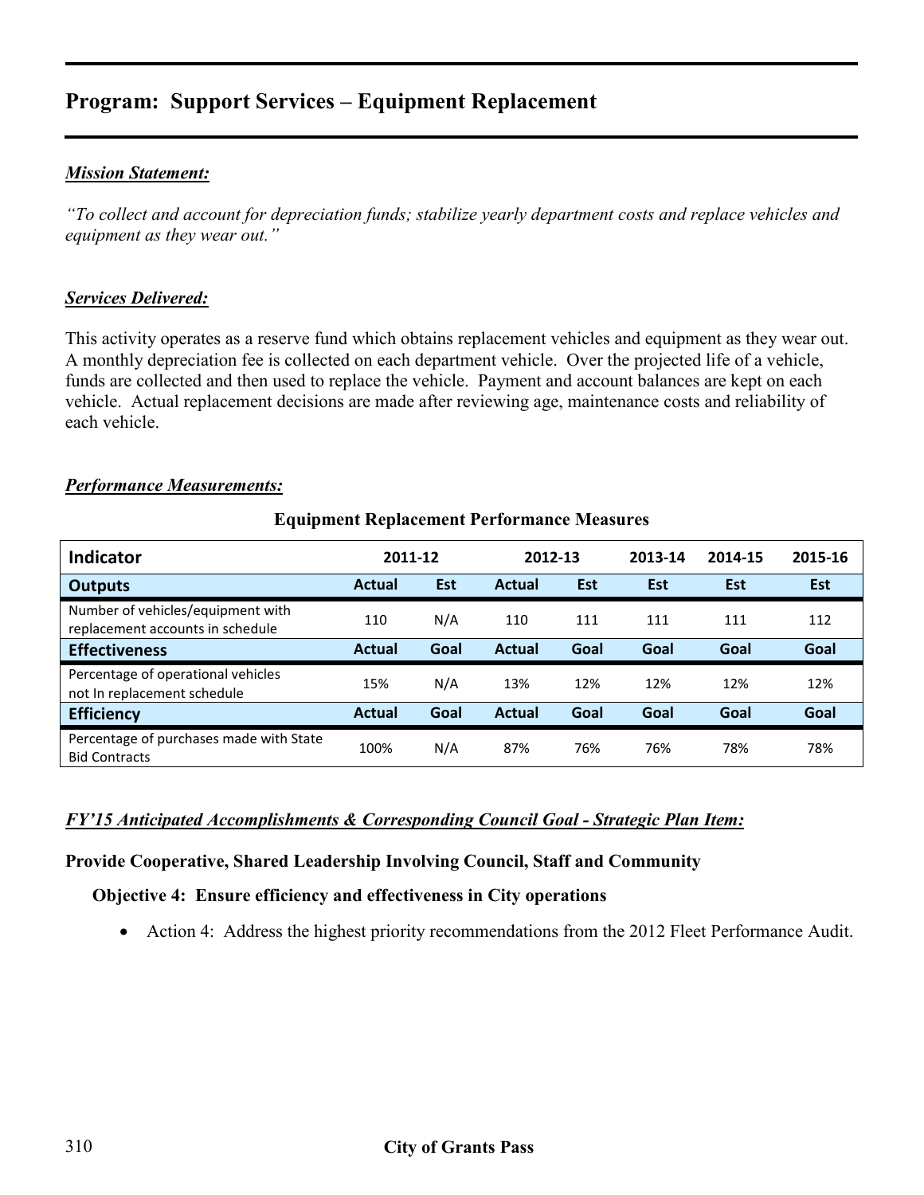# Program: Support Services – Equipment Replacement

***Mission Statement:***

*"To collect and account for depreciation funds; stabilize yearly department costs and replace vehicles and equipment as they wear out."*

***Services Delivered:***

This activity operates as a reserve fund which obtains replacement vehicles and equipment as they wear out. A monthly depreciation fee is collected on each department vehicle. Over the projected life of a vehicle, funds are collected and then used to replace the vehicle. Payment and account balances are kept on each vehicle. Actual replacement decisions are made after reviewing age, maintenance costs and reliability of each vehicle.

***Performance Measurements:***

**Equipment Replacement Performance Measures**

| Indicator | 2011-12 | | 2012-13 | | 2013-14 | 2014-15 | 2015-16 |
|---|---|---|---|---|---|---|---|
| **Outputs** | **Actual** | **Est** | **Actual** | **Est** | **Est** | **Est** | **Est** |
| Number of vehicles/equipment with replacement accounts in schedule | 110 | N/A | 110 | 111 | 111 | 111 | 112 |
| **Effectiveness** | **Actual** | **Goal** | **Actual** | **Goal** | **Goal** | **Goal** | **Goal** |
| Percentage of operational vehicles not In replacement schedule | 15% | N/A | 13% | 12% | 12% | 12% | 12% |
| **Efficiency** | **Actual** | **Goal** | **Actual** | **Goal** | **Goal** | **Goal** | **Goal** |
| Percentage of purchases made with State Bid Contracts | 100% | N/A | 87% | 76% | 76% | 78% | 78% |

***FY'15 Anticipated Accomplishments & Corresponding Council Goal - Strategic Plan Item:***

**Provide Cooperative, Shared Leadership Involving Council, Staff and Community**

**Objective 4: Ensure efficiency and effectiveness in City operations**

- Action 4: Address the highest priority recommendations from the 2012 Fleet Performance Audit.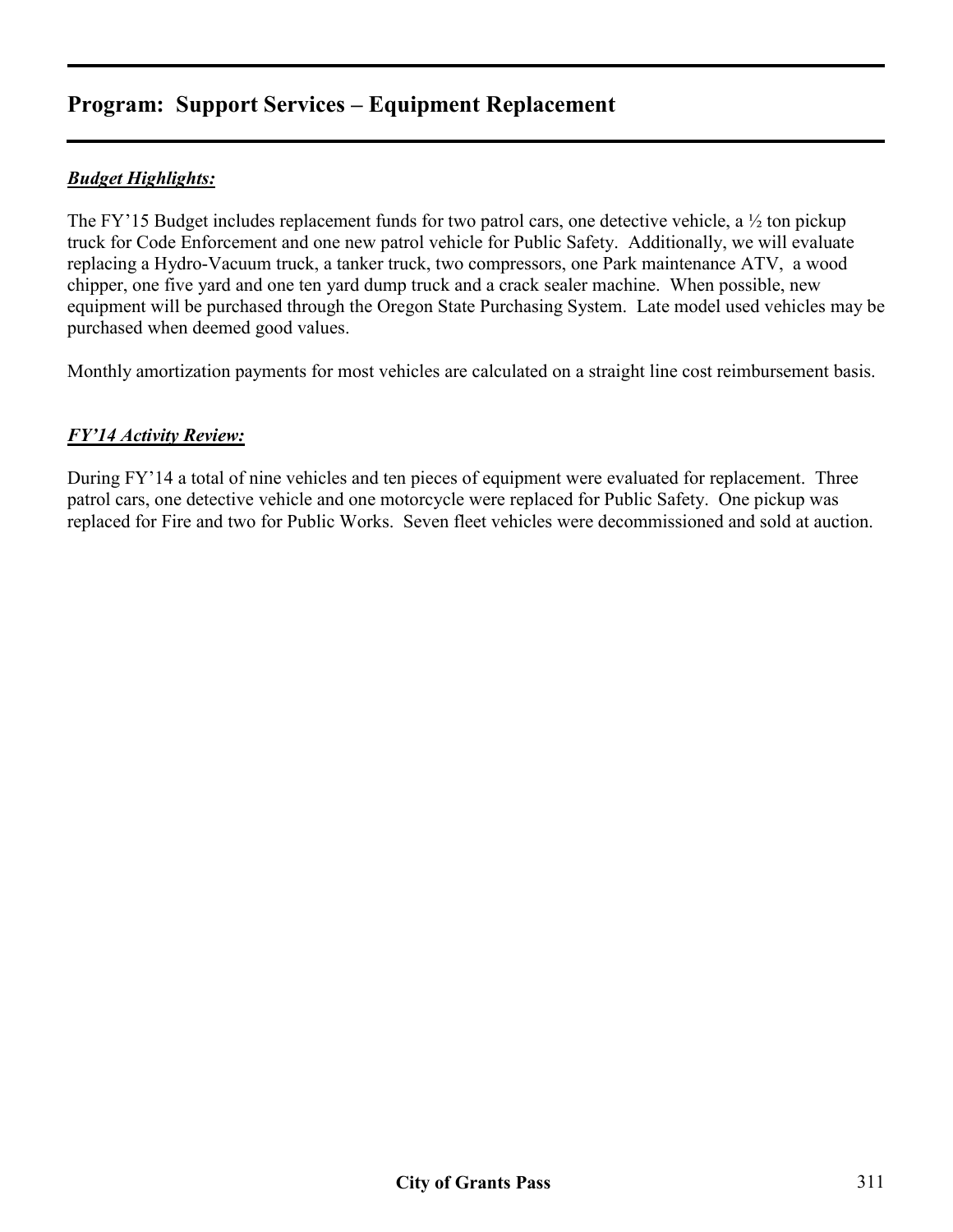# Program: Support Services – Equipment Replacement

***Budget Highlights:***

The FY'15 Budget includes replacement funds for two patrol cars, one detective vehicle, a ½ ton pickup truck for Code Enforcement and one new patrol vehicle for Public Safety. Additionally, we will evaluate replacing a Hydro-Vacuum truck, a tanker truck, two compressors, one Park maintenance ATV, a wood chipper, one five yard and one ten yard dump truck and a crack sealer machine. When possible, new equipment will be purchased through the Oregon State Purchasing System. Late model used vehicles may be purchased when deemed good values.

Monthly amortization payments for most vehicles are calculated on a straight line cost reimbursement basis.

***FY'14 Activity Review:***

During FY'14 a total of nine vehicles and ten pieces of equipment were evaluated for replacement. Three patrol cars, one detective vehicle and one motorcycle were replaced for Public Safety. One pickup was replaced for Fire and two for Public Works. Seven fleet vehicles were decommissioned and sold at auction.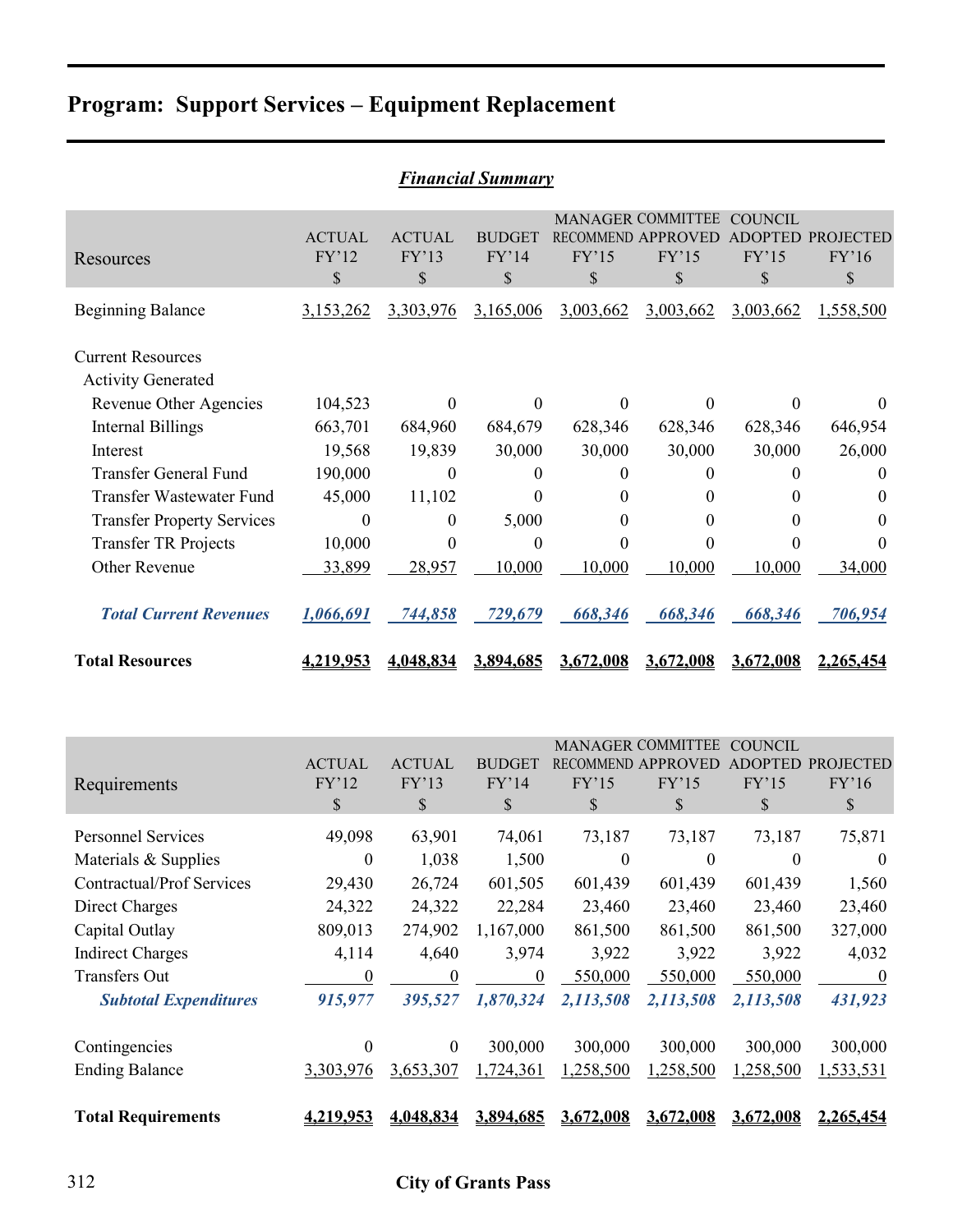# Program: Support Services – Equipment Replacement

***Financial Summary***

| Resources | ACTUAL FY'12 $ | ACTUAL FY'13 $ | BUDGET FY'14 $ | MANAGER RECOMMEND FY'15 $ | COMMITTEE APPROVED FY'15 $ | COUNCIL ADOPTED FY'15 $ | PROJECTED FY'16 $ |
|---|---|---|---|---|---|---|---|
| Beginning Balance | 3,153,262 | 3,303,976 | 3,165,006 | 3,003,662 | 3,003,662 | 3,003,662 | 1,558,500 |
| Current Resources | | | | | | | |
| Activity Generated | | | | | | | |
| Revenue Other Agencies | 104,523 | 0 | 0 | 0 | 0 | 0 | 0 |
| Internal Billings | 663,701 | 684,960 | 684,679 | 628,346 | 628,346 | 628,346 | 646,954 |
| Interest | 19,568 | 19,839 | 30,000 | 30,000 | 30,000 | 30,000 | 26,000 |
| Transfer General Fund | 190,000 | 0 | 0 | 0 | 0 | 0 | 0 |
| Transfer Wastewater Fund | 45,000 | 11,102 | 0 | 0 | 0 | 0 | 0 |
| Transfer Property Services | 0 | 0 | 5,000 | 0 | 0 | 0 | 0 |
| Transfer TR Projects | 10,000 | 0 | 0 | 0 | 0 | 0 | 0 |
| Other Revenue | 33,899 | 28,957 | 10,000 | 10,000 | 10,000 | 10,000 | 34,000 |
| ***Total Current Revenues*** | ***1,066,691*** | ***744,858*** | ***729,679*** | ***668,346*** | ***668,346*** | ***668,346*** | ***706,954*** |
| **Total Resources** | **4,219,953** | **4,048,834** | **3,894,685** | **3,672,008** | **3,672,008** | **3,672,008** | **2,265,454** |

| Requirements | ACTUAL FY'12 $ | ACTUAL FY'13 $ | BUDGET FY'14 $ | MANAGER RECOMMEND FY'15 $ | COMMITTEE APPROVED FY'15 $ | COUNCIL ADOPTED FY'15 $ | PROJECTED FY'16 $ |
|---|---|---|---|---|---|---|---|
| Personnel Services | 49,098 | 63,901 | 74,061 | 73,187 | 73,187 | 73,187 | 75,871 |
| Materials & Supplies | 0 | 1,038 | 1,500 | 0 | 0 | 0 | 0 |
| Contractual/Prof Services | 29,430 | 26,724 | 601,505 | 601,439 | 601,439 | 601,439 | 1,560 |
| Direct Charges | 24,322 | 24,322 | 22,284 | 23,460 | 23,460 | 23,460 | 23,460 |
| Capital Outlay | 809,013 | 274,902 | 1,167,000 | 861,500 | 861,500 | 861,500 | 327,000 |
| Indirect Charges | 4,114 | 4,640 | 3,974 | 3,922 | 3,922 | 3,922 | 4,032 |
| Transfers Out | 0 | 0 | 0 | 550,000 | 550,000 | 550,000 | 0 |
| ***Subtotal Expenditures*** | ***915,977*** | ***395,527*** | ***1,870,324*** | ***2,113,508*** | ***2,113,508*** | ***2,113,508*** | ***431,923*** |
| Contingencies | 0 | 0 | 300,000 | 300,000 | 300,000 | 300,000 | 300,000 |
| Ending Balance | 3,303,976 | 3,653,307 | 1,724,361 | 1,258,500 | 1,258,500 | 1,258,500 | 1,533,531 |
| **Total Requirements** | **4,219,953** | **4,048,834** | **3,894,685** | **3,672,008** | **3,672,008** | **3,672,008** | **2,265,454** |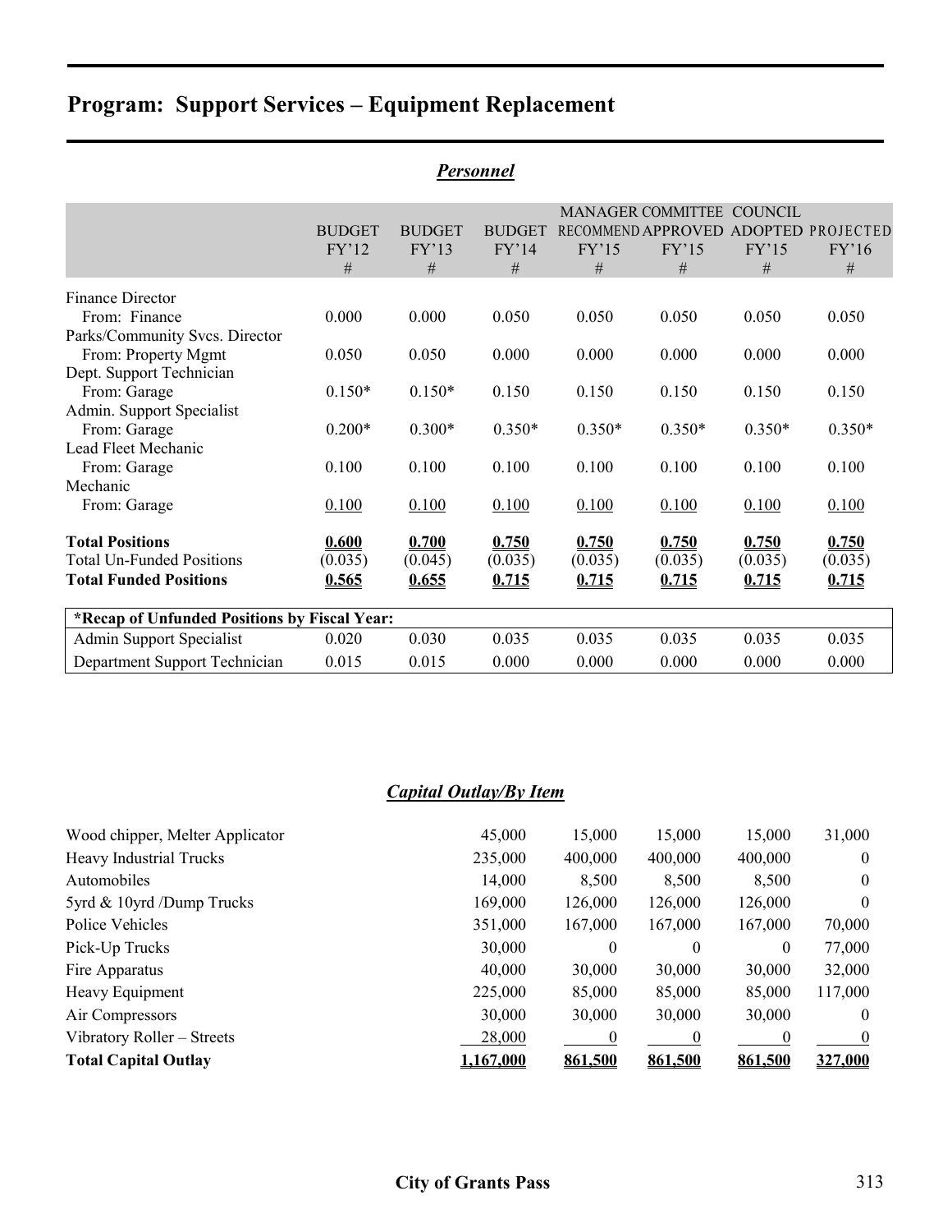# Program: Support Services – Equipment Replacement

## *Personnel*

| | BUDGET FY'12 # | BUDGET FY'13 # | BUDGET FY'14 # | MANAGER RECOMMEND FY'15 # | COMMITTEE APPROVED FY'15 # | COUNCIL ADOPTED FY'15 # | PROJECTED FY'16 # |
|---|---|---|---|---|---|---|---|
| Finance Director | | | | | | | |
| From: Finance | 0.000 | 0.000 | 0.050 | 0.050 | 0.050 | 0.050 | 0.050 |
| Parks/Community Svcs. Director | | | | | | | |
| From: Property Mgmt | 0.050 | 0.050 | 0.000 | 0.000 | 0.000 | 0.000 | 0.000 |
| Dept. Support Technician | | | | | | | |
| From: Garage | 0.150* | 0.150* | 0.150 | 0.150 | 0.150 | 0.150 | 0.150 |
| Admin. Support Specialist | | | | | | | |
| From: Garage | 0.200* | 0.300* | 0.350* | 0.350* | 0.350* | 0.350* | 0.350* |
| Lead Fleet Mechanic | | | | | | | |
| From: Garage | 0.100 | 0.100 | 0.100 | 0.100 | 0.100 | 0.100 | 0.100 |
| Mechanic | | | | | | | |
| From: Garage | 0.100 | 0.100 | 0.100 | 0.100 | 0.100 | 0.100 | 0.100 |
| **Total Positions** | **0.600** | **0.700** | **0.750** | **0.750** | **0.750** | **0.750** | **0.750** |
| Total Un-Funded Positions | (0.035) | (0.045) | (0.035) | (0.035) | (0.035) | (0.035) | (0.035) |
| **Total Funded Positions** | **0.565** | **0.655** | **0.715** | **0.715** | **0.715** | **0.715** | **0.715** |

| *Recap of Unfunded Positions by Fiscal Year: | | | | | | | |
|---|---|---|---|---|---|---|---|
| Admin Support Specialist | 0.020 | 0.030 | 0.035 | 0.035 | 0.035 | 0.035 | 0.035 |
| Department Support Technician | 0.015 | 0.015 | 0.000 | 0.000 | 0.000 | 0.000 | 0.000 |

## *Capital Outlay/By Item*

| | | | | | |
|---|---|---|---|---|---|
| Wood chipper, Melter Applicator | 45,000 | 15,000 | 15,000 | 15,000 | 31,000 |
| Heavy Industrial Trucks | 235,000 | 400,000 | 400,000 | 400,000 | 0 |
| Automobiles | 14,000 | 8,500 | 8,500 | 8,500 | 0 |
| 5yrd & 10yrd /Dump Trucks | 169,000 | 126,000 | 126,000 | 126,000 | 0 |
| Police Vehicles | 351,000 | 167,000 | 167,000 | 167,000 | 70,000 |
| Pick-Up Trucks | 30,000 | 0 | 0 | 0 | 77,000 |
| Fire Apparatus | 40,000 | 30,000 | 30,000 | 30,000 | 32,000 |
| Heavy Equipment | 225,000 | 85,000 | 85,000 | 85,000 | 117,000 |
| Air Compressors | 30,000 | 30,000 | 30,000 | 30,000 | 0 |
| Vibratory Roller – Streets | 28,000 | 0 | 0 | 0 | 0 |
| **Total Capital Outlay** | **1,167,000** | **861,500** | **861,500** | **861,500** | **327,000** |

City of Grants Pass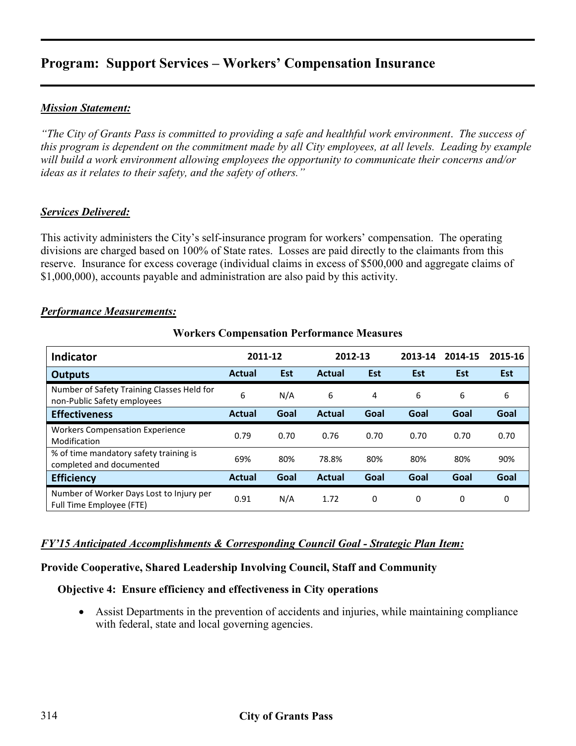# Program:  Support Services – Workers' Compensation Insurance

***Mission Statement:***

*"The City of Grants Pass is committed to providing a safe and healthful work environment. The success of this program is dependent on the commitment made by all City employees, at all levels. Leading by example will build a work environment allowing employees the opportunity to communicate their concerns and/or ideas as it relates to their safety, and the safety of others."*

***Services Delivered:***

This activity administers the City's self-insurance program for workers' compensation. The operating divisions are charged based on 100% of State rates. Losses are paid directly to the claimants from this reserve. Insurance for excess coverage (individual claims in excess of $500,000 and aggregate claims of $1,000,000), accounts payable and administration are also paid by this activity.

***Performance Measurements:***

**Workers Compensation Performance Measures**

| Indicator | 2011-12 | | 2012-13 | | 2013-14 | 2014-15 | 2015-16 |
|---|---|---|---|---|---|---|---|
| **Outputs** | **Actual** | **Est** | **Actual** | **Est** | **Est** | **Est** | **Est** |
| Number of Safety Training Classes Held for non-Public Safety employees | 6 | N/A | 6 | 4 | 6 | 6 | 6 |
| **Effectiveness** | **Actual** | **Goal** | **Actual** | **Goal** | **Goal** | **Goal** | **Goal** |
| Workers Compensation Experience Modification | 0.79 | 0.70 | 0.76 | 0.70 | 0.70 | 0.70 | 0.70 |
| % of time mandatory safety training is completed and documented | 69% | 80% | 78.8% | 80% | 80% | 80% | 90% |
| **Efficiency** | **Actual** | **Goal** | **Actual** | **Goal** | **Goal** | **Goal** | **Goal** |
| Number of Worker Days Lost to Injury per Full Time Employee (FTE) | 0.91 | N/A | 1.72 | 0 | 0 | 0 | 0 |

***FY'15 Anticipated Accomplishments & Corresponding Council Goal - Strategic Plan Item:***

**Provide Cooperative, Shared Leadership Involving Council, Staff and Community**

**Objective 4: Ensure efficiency and effectiveness in City operations**

- Assist Departments in the prevention of accidents and injuries, while maintaining compliance with federal, state and local governing agencies.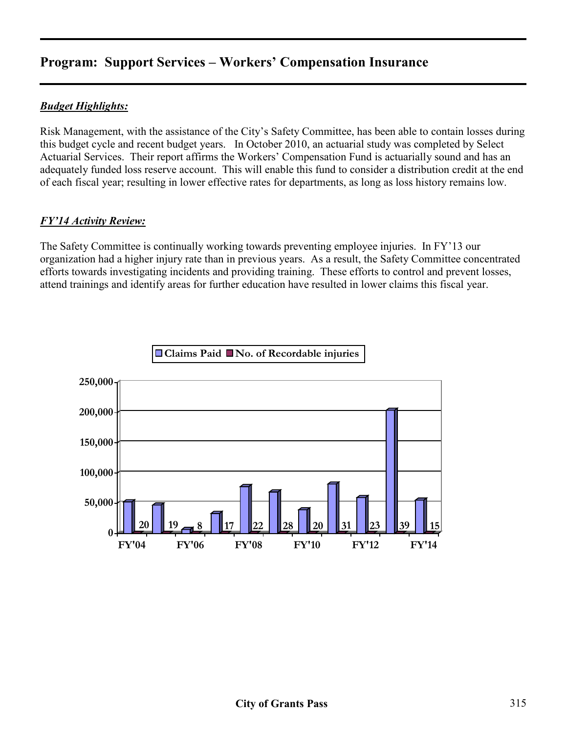## Program: Support Services – Workers' Compensation Insurance

***Budget Highlights:***

Risk Management, with the assistance of the City's Safety Committee, has been able to contain losses during this budget cycle and recent budget years. In October 2010, an actuarial study was completed by Select Actuarial Services. Their report affirms the Workers' Compensation Fund is actuarially sound and has an adequately funded loss reserve account. This will enable this fund to consider a distribution credit at the end of each fiscal year; resulting in lower effective rates for departments, as long as loss history remains low.

***FY'14 Activity Review:***

The Safety Committee is continually working towards preventing employee injuries. In FY'13 our organization had a higher injury rate than in previous years. As a result, the Safety Committee concentrated efforts towards investigating incidents and providing training. These efforts to control and prevent losses, attend trainings and identify areas for further education have resulted in lower claims this fiscal year.

**Claims Paid** / **No. of Recordable injuries**

| Fiscal Year | No. of Recordable injuries |
|---|---|
| FY'04 | 20 |
| FY'05 | 19 |
| FY'06 | 8 |
| FY'07 | 17 |
| FY'08 | 22 |
| FY'09 | 28 |
| FY'10 | 20 |
| FY'11 | 31 |
| FY'12 | 23 |
| FY'13 | 39 |
| FY'14 | 15 |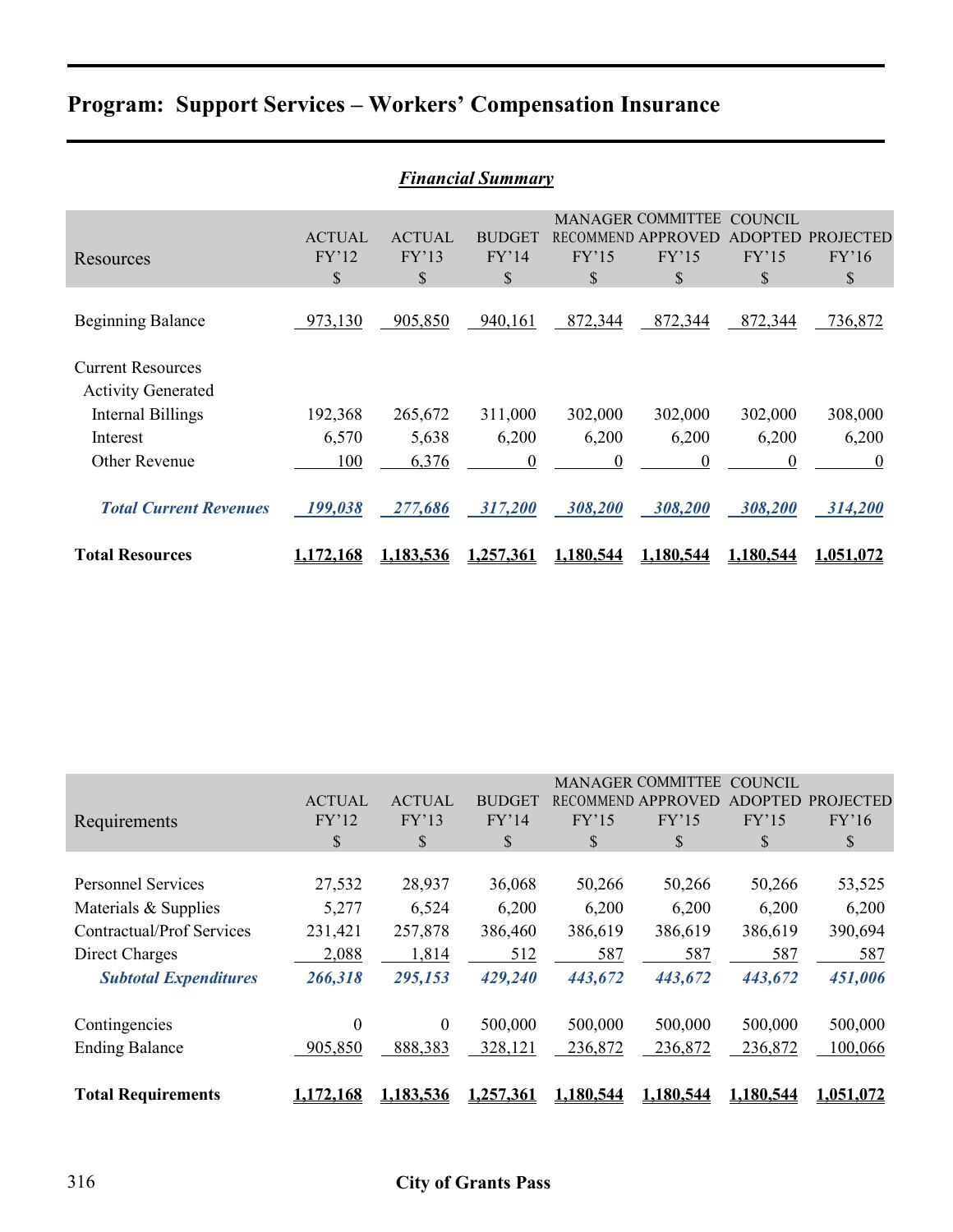## Program: Support Services – Workers' Compensation Insurance

***Financial Summary***

| Resources | ACTUAL FY'12 $ | ACTUAL FY'13 $ | BUDGET FY'14 $ | MANAGER RECOMMEND FY'15 $ | COMMITTEE APPROVED FY'15 $ | COUNCIL ADOPTED FY'15 $ | PROJECTED FY'16 $ |
|---|---|---|---|---|---|---|---|
| Beginning Balance | 973,130 | 905,850 | 940,161 | 872,344 | 872,344 | 872,344 | 736,872 |
| Current Resources | | | | | | | |
| Activity Generated | | | | | | | |
| Internal Billings | 192,368 | 265,672 | 311,000 | 302,000 | 302,000 | 302,000 | 308,000 |
| Interest | 6,570 | 5,638 | 6,200 | 6,200 | 6,200 | 6,200 | 6,200 |
| Other Revenue | 100 | 6,376 | 0 | 0 | 0 | 0 | 0 |
| ***Total Current Revenues*** | ***199,038*** | ***277,686*** | ***317,200*** | ***308,200*** | ***308,200*** | ***308,200*** | ***314,200*** |
| **Total Resources** | **1,172,168** | **1,183,536** | **1,257,361** | **1,180,544** | **1,180,544** | **1,180,544** | **1,051,072** |

| Requirements | ACTUAL FY'12 $ | ACTUAL FY'13 $ | BUDGET FY'14 $ | MANAGER RECOMMEND FY'15 $ | COMMITTEE APPROVED FY'15 $ | COUNCIL ADOPTED FY'15 $ | PROJECTED FY'16 $ |
|---|---|---|---|---|---|---|---|
| Personnel Services | 27,532 | 28,937 | 36,068 | 50,266 | 50,266 | 50,266 | 53,525 |
| Materials & Supplies | 5,277 | 6,524 | 6,200 | 6,200 | 6,200 | 6,200 | 6,200 |
| Contractual/Prof Services | 231,421 | 257,878 | 386,460 | 386,619 | 386,619 | 386,619 | 390,694 |
| Direct Charges | 2,088 | 1,814 | 512 | 587 | 587 | 587 | 587 |
| ***Subtotal Expenditures*** | ***266,318*** | ***295,153*** | ***429,240*** | ***443,672*** | ***443,672*** | ***443,672*** | ***451,006*** |
| Contingencies | 0 | 0 | 500,000 | 500,000 | 500,000 | 500,000 | 500,000 |
| Ending Balance | 905,850 | 888,383 | 328,121 | 236,872 | 236,872 | 236,872 | 100,066 |
| **Total Requirements** | **1,172,168** | **1,183,536** | **1,257,361** | **1,180,544** | **1,180,544** | **1,180,544** | **1,051,072** |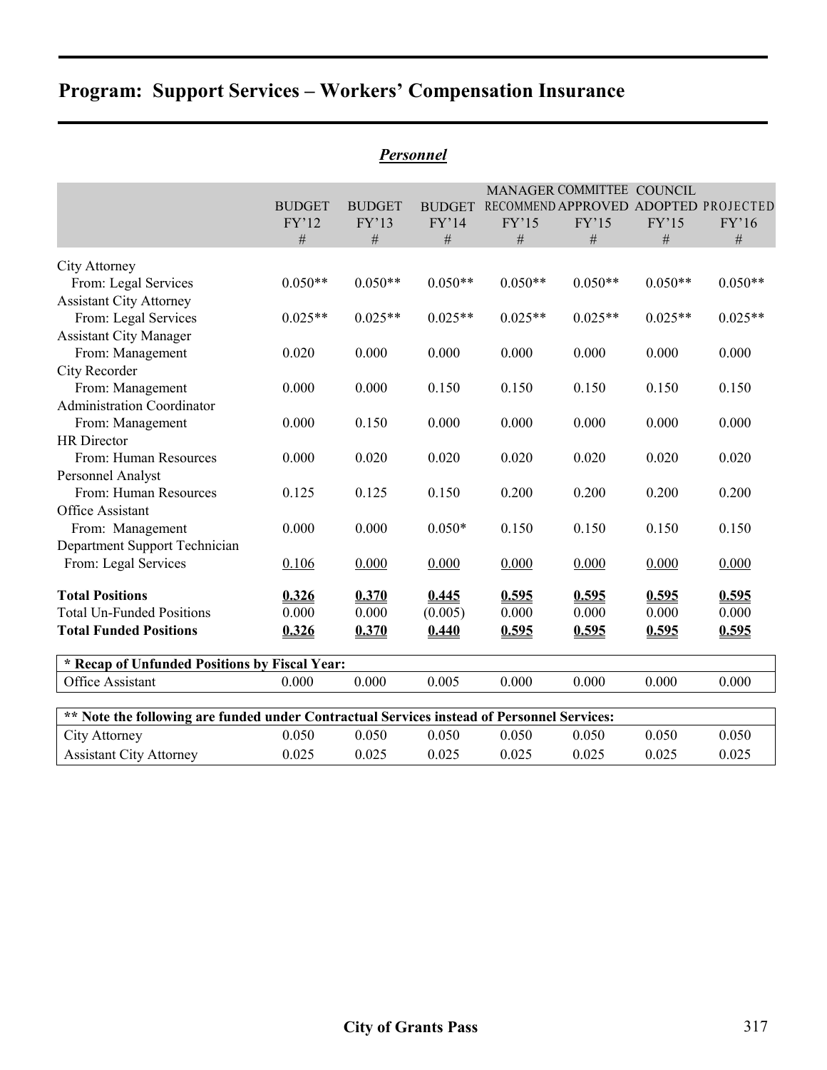# Program: Support Services – Workers' Compensation Insurance

## *Personnel*

| | BUDGET FY'12 # | BUDGET FY'13 # | BUDGET FY'14 # | MANAGER RECOMMEND FY'15 # | COMMITTEE APPROVED FY'15 # | COUNCIL ADOPTED FY'15 # | PROJECTED FY'16 # |
|---|---|---|---|---|---|---|---|
| City Attorney | | | | | | | |
| From: Legal Services | 0.050** | 0.050** | 0.050** | 0.050** | 0.050** | 0.050** | 0.050** |
| Assistant City Attorney | | | | | | | |
| From: Legal Services | 0.025** | 0.025** | 0.025** | 0.025** | 0.025** | 0.025** | 0.025** |
| Assistant City Manager | | | | | | | |
| From: Management | 0.020 | 0.000 | 0.000 | 0.000 | 0.000 | 0.000 | 0.000 |
| City Recorder | | | | | | | |
| From: Management | 0.000 | 0.000 | 0.150 | 0.150 | 0.150 | 0.150 | 0.150 |
| Administration Coordinator | | | | | | | |
| From: Management | 0.000 | 0.150 | 0.000 | 0.000 | 0.000 | 0.000 | 0.000 |
| HR Director | | | | | | | |
| From: Human Resources | 0.000 | 0.020 | 0.020 | 0.020 | 0.020 | 0.020 | 0.020 |
| Personnel Analyst | | | | | | | |
| From: Human Resources | 0.125 | 0.125 | 0.150 | 0.200 | 0.200 | 0.200 | 0.200 |
| Office Assistant | | | | | | | |
| From: Management | 0.000 | 0.000 | 0.050* | 0.150 | 0.150 | 0.150 | 0.150 |
| Department Support Technician | | | | | | | |
| From: Legal Services | 0.106 | 0.000 | 0.000 | 0.000 | 0.000 | 0.000 | 0.000 |
| **Total Positions** | **0.326** | **0.370** | **0.445** | **0.595** | **0.595** | **0.595** | **0.595** |
| Total Un-Funded Positions | 0.000 | 0.000 | (0.005) | 0.000 | 0.000 | 0.000 | 0.000 |
| **Total Funded Positions** | **0.326** | **0.370** | **0.440** | **0.595** | **0.595** | **0.595** | **0.595** |

| **\* Recap of Unfunded Positions by Fiscal Year:** | | | | | | | |
|---|---|---|---|---|---|---|---|
| Office Assistant | 0.000 | 0.000 | 0.005 | 0.000 | 0.000 | 0.000 | 0.000 |

| **\*\* Note the following are funded under Contractual Services instead of Personnel Services:** | | | | | | | |
|---|---|---|---|---|---|---|---|
| City Attorney | 0.050 | 0.050 | 0.050 | 0.050 | 0.050 | 0.050 | 0.050 |
| Assistant City Attorney | 0.025 | 0.025 | 0.025 | 0.025 | 0.025 | 0.025 | 0.025 |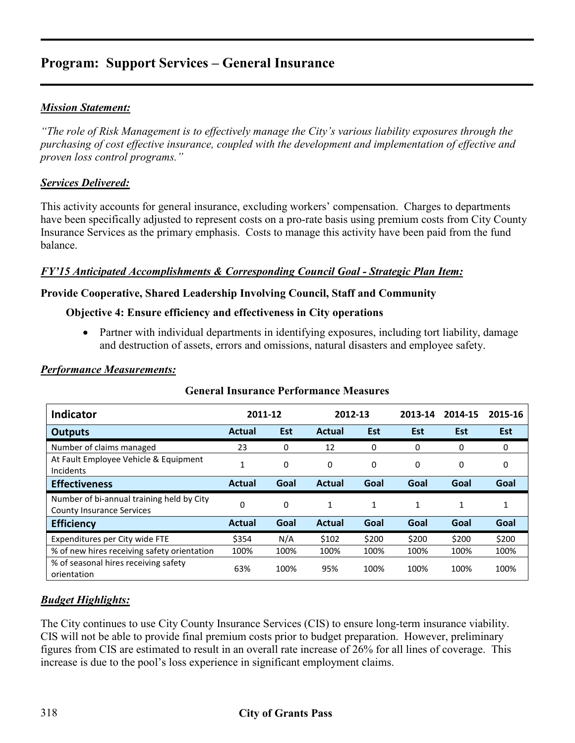# Program: Support Services – General Insurance

***Mission Statement:***

*"The role of Risk Management is to effectively manage the City's various liability exposures through the purchasing of cost effective insurance, coupled with the development and implementation of effective and proven loss control programs."*

***Services Delivered:***

This activity accounts for general insurance, excluding workers' compensation. Charges to departments have been specifically adjusted to represent costs on a pro-rate basis using premium costs from City County Insurance Services as the primary emphasis. Costs to manage this activity have been paid from the fund balance.

***FY'15 Anticipated Accomplishments & Corresponding Council Goal - Strategic Plan Item:***

**Provide Cooperative, Shared Leadership Involving Council, Staff and Community**

**Objective 4: Ensure efficiency and effectiveness in City operations**

- Partner with individual departments in identifying exposures, including tort liability, damage and destruction of assets, errors and omissions, natural disasters and employee safety.

***Performance Measurements:***

**General Insurance Performance Measures**

| Indicator | 2011-12 | | 2012-13 | | 2013-14 | 2014-15 | 2015-16 |
|---|---|---|---|---|---|---|---|
| **Outputs** | **Actual** | **Est** | **Actual** | **Est** | **Est** | **Est** | **Est** |
| Number of claims managed | 23 | 0 | 12 | 0 | 0 | 0 | 0 |
| At Fault Employee Vehicle & Equipment Incidents | 1 | 0 | 0 | 0 | 0 | 0 | 0 |
| **Effectiveness** | **Actual** | **Goal** | **Actual** | **Goal** | **Goal** | **Goal** | **Goal** |
| Number of bi-annual training held by City County Insurance Services | 0 | 0 | 1 | 1 | 1 | 1 | 1 |
| **Efficiency** | **Actual** | **Goal** | **Actual** | **Goal** | **Goal** | **Goal** | **Goal** |
| Expenditures per City wide FTE | $354 | N/A | $102 | $200 | $200 | $200 | $200 |
| % of new hires receiving safety orientation | 100% | 100% | 100% | 100% | 100% | 100% | 100% |
| % of seasonal hires receiving safety orientation | 63% | 100% | 95% | 100% | 100% | 100% | 100% |

***Budget Highlights:***

The City continues to use City County Insurance Services (CIS) to ensure long-term insurance viability. CIS will not be able to provide final premium costs prior to budget preparation. However, preliminary figures from CIS are estimated to result in an overall rate increase of 26% for all lines of coverage. This increase is due to the pool's loss experience in significant employment claims.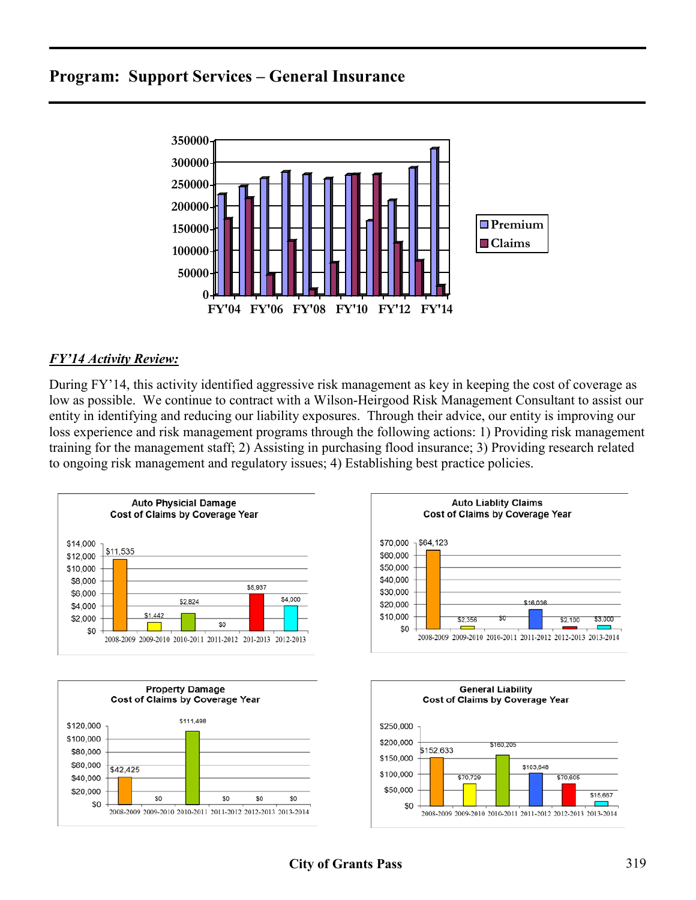## Program: Support Services – General Insurance

### *FY'14 Activity Review:*

During FY'14, this activity identified aggressive risk management as key in keeping the cost of coverage as low as possible. We continue to contract with a Wilson-Heirgood Risk Management Consultant to assist our entity in identifying and reducing our liability exposures. Through their advice, our entity is improving our loss experience and risk management programs through the following actions: 1) Providing risk management training for the management staff; 2) Assisting in purchasing flood insurance; 3) Providing research related to ongoing risk management and regulatory issues; 4) Establishing best practice policies.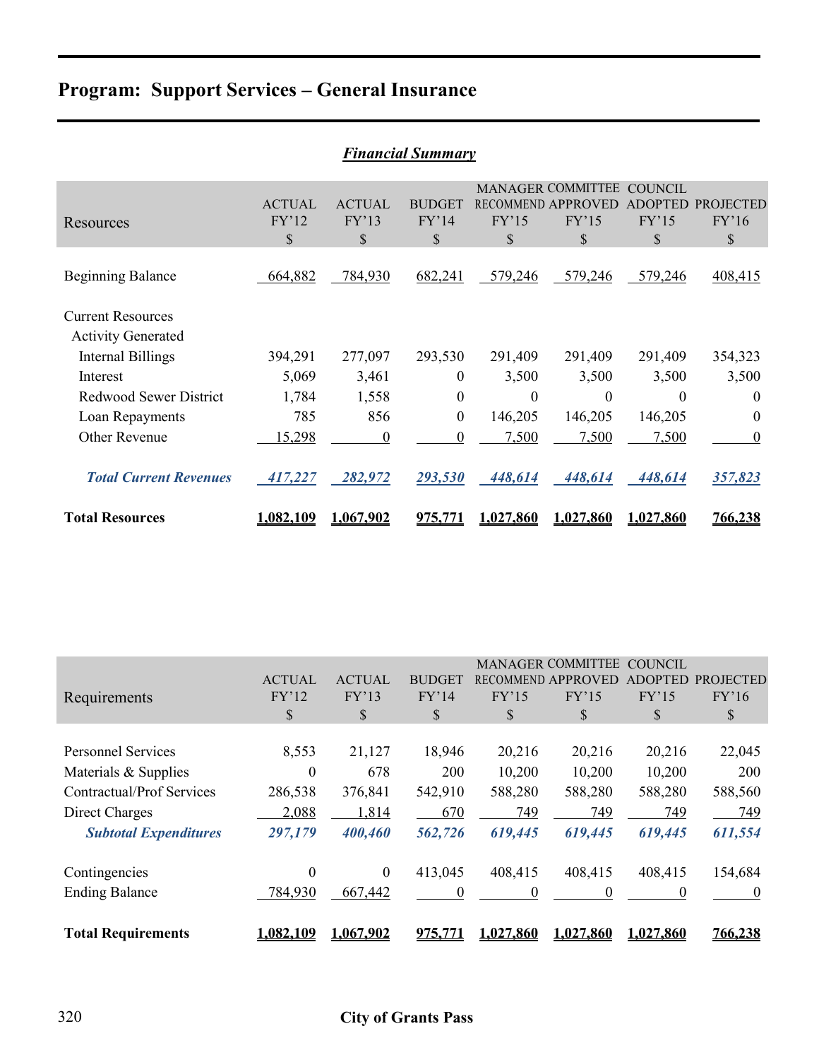# Program: Support Services – General Insurance

## *Financial Summary*

| Resources | ACTUAL FY'12 $ | ACTUAL FY'13 $ | BUDGET FY'14 $ | MANAGER RECOMMEND FY'15 $ | COMMITTEE APPROVED FY'15 $ | COUNCIL ADOPTED FY'15 $ | PROJECTED FY'16 $ |
|---|---|---|---|---|---|---|---|
| Beginning Balance | 664,882 | 784,930 | 682,241 | 579,246 | 579,246 | 579,246 | 408,415 |
| Current Resources | | | | | | | |
| Activity Generated | | | | | | | |
| Internal Billings | 394,291 | 277,097 | 293,530 | 291,409 | 291,409 | 291,409 | 354,323 |
| Interest | 5,069 | 3,461 | 0 | 3,500 | 3,500 | 3,500 | 3,500 |
| Redwood Sewer District | 1,784 | 1,558 | 0 | 0 | 0 | 0 | 0 |
| Loan Repayments | 785 | 856 | 0 | 146,205 | 146,205 | 146,205 | 0 |
| Other Revenue | 15,298 | 0 | 0 | 7,500 | 7,500 | 7,500 | 0 |
| ***Total Current Revenues*** | ***417,227*** | ***282,972*** | ***293,530*** | ***448,614*** | ***448,614*** | ***448,614*** | ***357,823*** |
| **Total Resources** | **1,082,109** | **1,067,902** | **975,771** | **1,027,860** | **1,027,860** | **1,027,860** | **766,238** |

| Requirements | ACTUAL FY'12 $ | ACTUAL FY'13 $ | BUDGET FY'14 $ | MANAGER RECOMMEND FY'15 $ | COMMITTEE APPROVED FY'15 $ | COUNCIL ADOPTED FY'15 $ | PROJECTED FY'16 $ |
|---|---|---|---|---|---|---|---|
| Personnel Services | 8,553 | 21,127 | 18,946 | 20,216 | 20,216 | 20,216 | 22,045 |
| Materials & Supplies | 0 | 678 | 200 | 10,200 | 10,200 | 10,200 | 200 |
| Contractual/Prof Services | 286,538 | 376,841 | 542,910 | 588,280 | 588,280 | 588,280 | 588,560 |
| Direct Charges | 2,088 | 1,814 | 670 | 749 | 749 | 749 | 749 |
| ***Subtotal Expenditures*** | ***297,179*** | ***400,460*** | ***562,726*** | ***619,445*** | ***619,445*** | ***619,445*** | ***611,554*** |
| Contingencies | 0 | 0 | 413,045 | 408,415 | 408,415 | 408,415 | 154,684 |
| Ending Balance | 784,930 | 667,442 | 0 | 0 | 0 | 0 | 0 |
| **Total Requirements** | **1,082,109** | **1,067,902** | **975,771** | **1,027,860** | **1,027,860** | **1,027,860** | **766,238** |

City of Grants Pass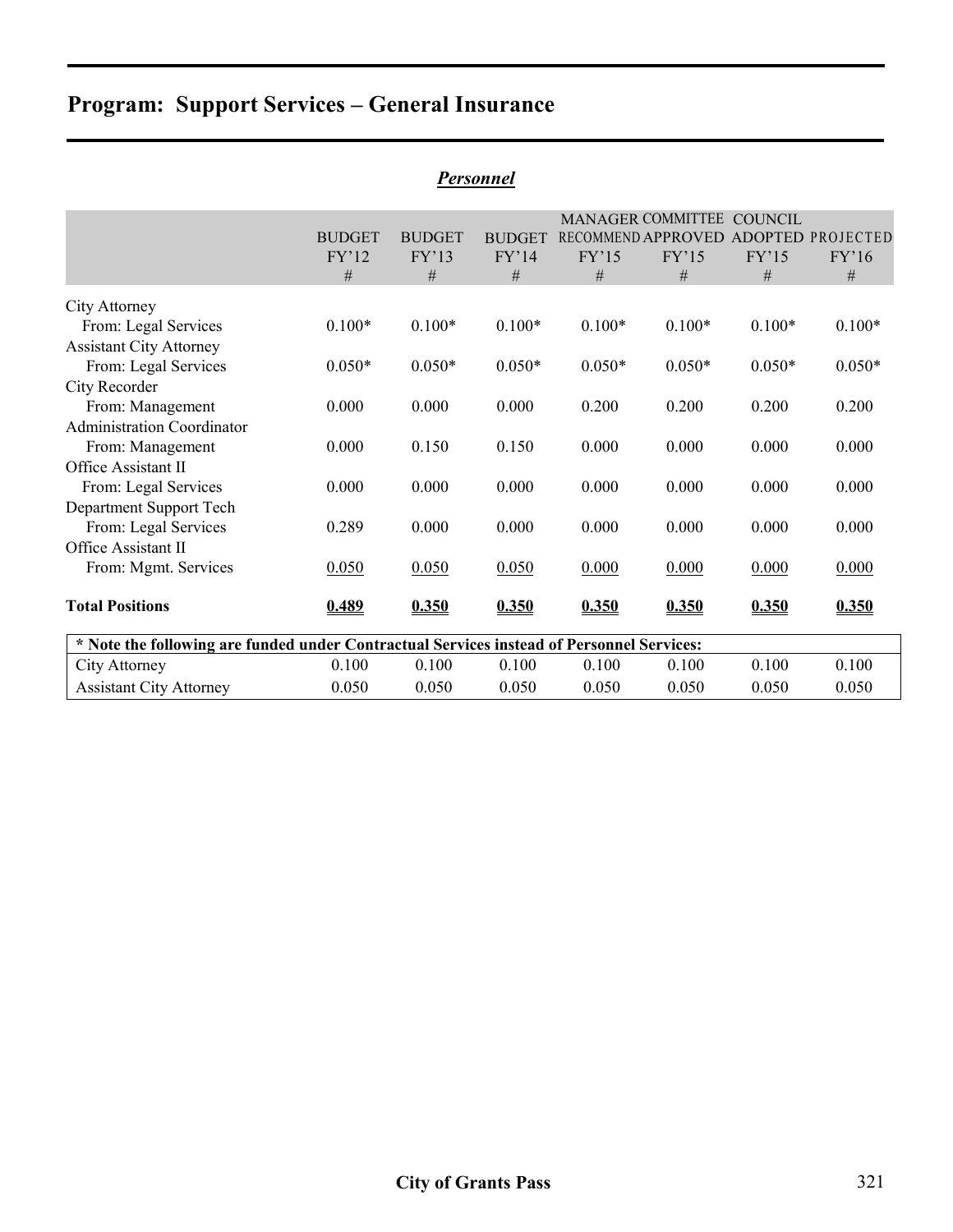## Program: Support Services – General Insurance

***Personnel***

| | BUDGET FY'12 # | BUDGET FY'13 # | BUDGET FY'14 # | MANAGER RECOMMEND FY'15 # | COMMITTEE APPROVED FY'15 # | COUNCIL ADOPTED FY'15 # | PROJECTED FY'16 # |
|---|---|---|---|---|---|---|---|
| City Attorney | | | | | | | |
| From: Legal Services | 0.100* | 0.100* | 0.100* | 0.100* | 0.100* | 0.100* | 0.100* |
| Assistant City Attorney | | | | | | | |
| From: Legal Services | 0.050* | 0.050* | 0.050* | 0.050* | 0.050* | 0.050* | 0.050* |
| City Recorder | | | | | | | |
| From: Management | 0.000 | 0.000 | 0.000 | 0.200 | 0.200 | 0.200 | 0.200 |
| Administration Coordinator | | | | | | | |
| From: Management | 0.000 | 0.150 | 0.150 | 0.000 | 0.000 | 0.000 | 0.000 |
| Office Assistant II | | | | | | | |
| From: Legal Services | 0.000 | 0.000 | 0.000 | 0.000 | 0.000 | 0.000 | 0.000 |
| Department Support Tech | | | | | | | |
| From: Legal Services | 0.289 | 0.000 | 0.000 | 0.000 | 0.000 | 0.000 | 0.000 |
| Office Assistant II | | | | | | | |
| From: Mgmt. Services | 0.050 | 0.050 | 0.050 | 0.000 | 0.000 | 0.000 | 0.000 |
| **Total Positions** | **0.489** | **0.350** | **0.350** | **0.350** | **0.350** | **0.350** | **0.350** |

| * Note the following are funded under Contractual Services instead of Personnel Services: | | | | | | | |
|---|---|---|---|---|---|---|---|
| City Attorney | 0.100 | 0.100 | 0.100 | 0.100 | 0.100 | 0.100 | 0.100 |
| Assistant City Attorney | 0.050 | 0.050 | 0.050 | 0.050 | 0.050 | 0.050 | 0.050 |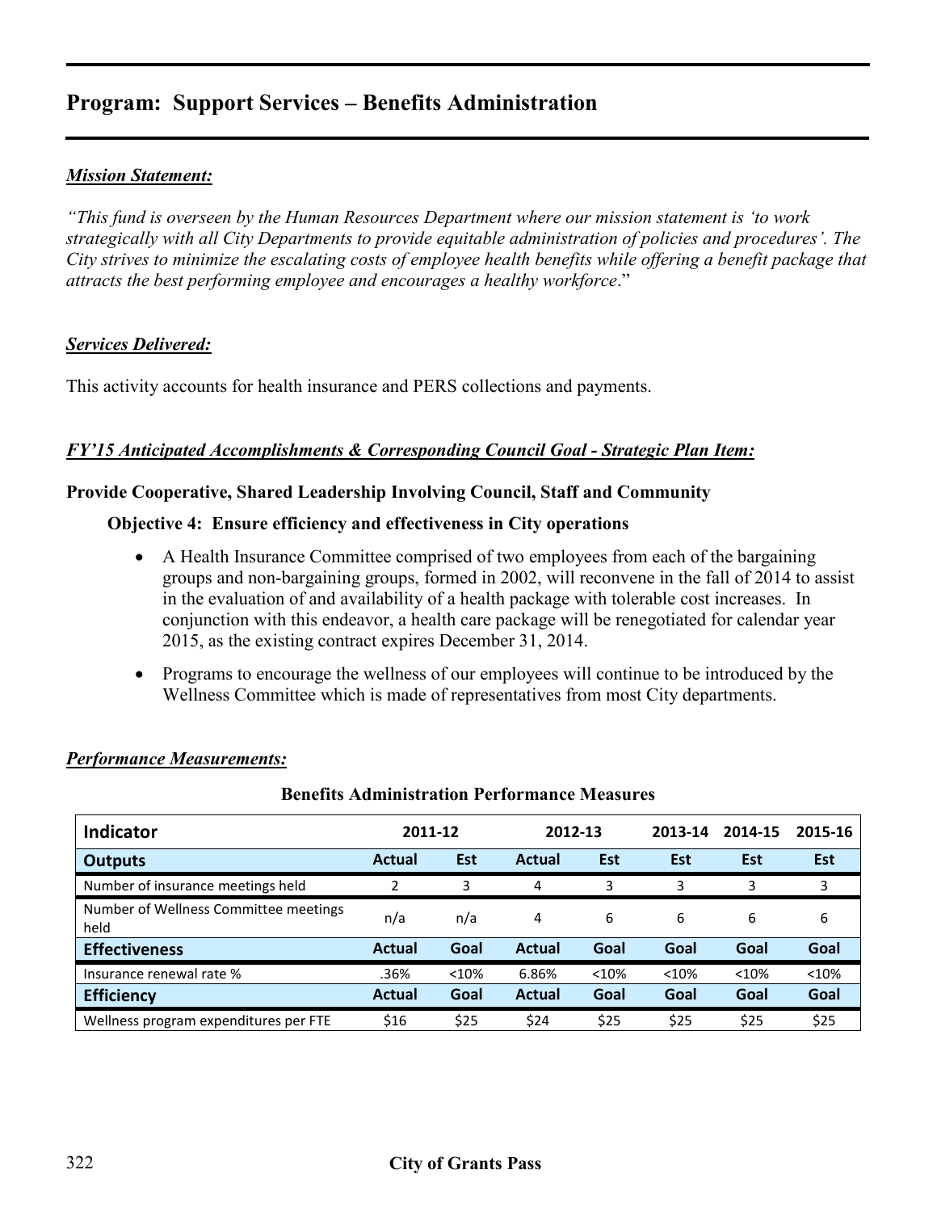# Program: Support Services – Benefits Administration

***Mission Statement:***

*"This fund is overseen by the Human Resources Department where our mission statement is 'to work strategically with all City Departments to provide equitable administration of policies and procedures'. The City strives to minimize the escalating costs of employee health benefits while offering a benefit package that attracts the best performing employee and encourages a healthy workforce*."

***Services Delivered:***

This activity accounts for health insurance and PERS collections and payments.

***FY'15 Anticipated Accomplishments & Corresponding Council Goal - Strategic Plan Item:***

**Provide Cooperative, Shared Leadership Involving Council, Staff and Community**

**Objective 4: Ensure efficiency and effectiveness in City operations**

- A Health Insurance Committee comprised of two employees from each of the bargaining groups and non-bargaining groups, formed in 2002, will reconvene in the fall of 2014 to assist in the evaluation of and availability of a health package with tolerable cost increases. In conjunction with this endeavor, a health care package will be renegotiated for calendar year 2015, as the existing contract expires December 31, 2014.
- Programs to encourage the wellness of our employees will continue to be introduced by the Wellness Committee which is made of representatives from most City departments.

***Performance Measurements:***

**Benefits Administration Performance Measures**

| Indicator | 2011-12 | | 2012-13 | | 2013-14 | 2014-15 | 2015-16 |
|---|---|---|---|---|---|---|---|
| **Outputs** | **Actual** | **Est** | **Actual** | **Est** | **Est** | **Est** | **Est** |
| Number of insurance meetings held | 2 | 3 | 4 | 3 | 3 | 3 | 3 |
| Number of Wellness Committee meetings held | n/a | n/a | 4 | 6 | 6 | 6 | 6 |
| **Effectiveness** | **Actual** | **Goal** | **Actual** | **Goal** | **Goal** | **Goal** | **Goal** |
| Insurance renewal rate % | .36% | <10% | 6.86% | <10% | <10% | <10% | <10% |
| **Efficiency** | **Actual** | **Goal** | **Actual** | **Goal** | **Goal** | **Goal** | **Goal** |
| Wellness program expenditures per FTE | $16 | $25 | $24 | $25 | $25 | $25 | $25 |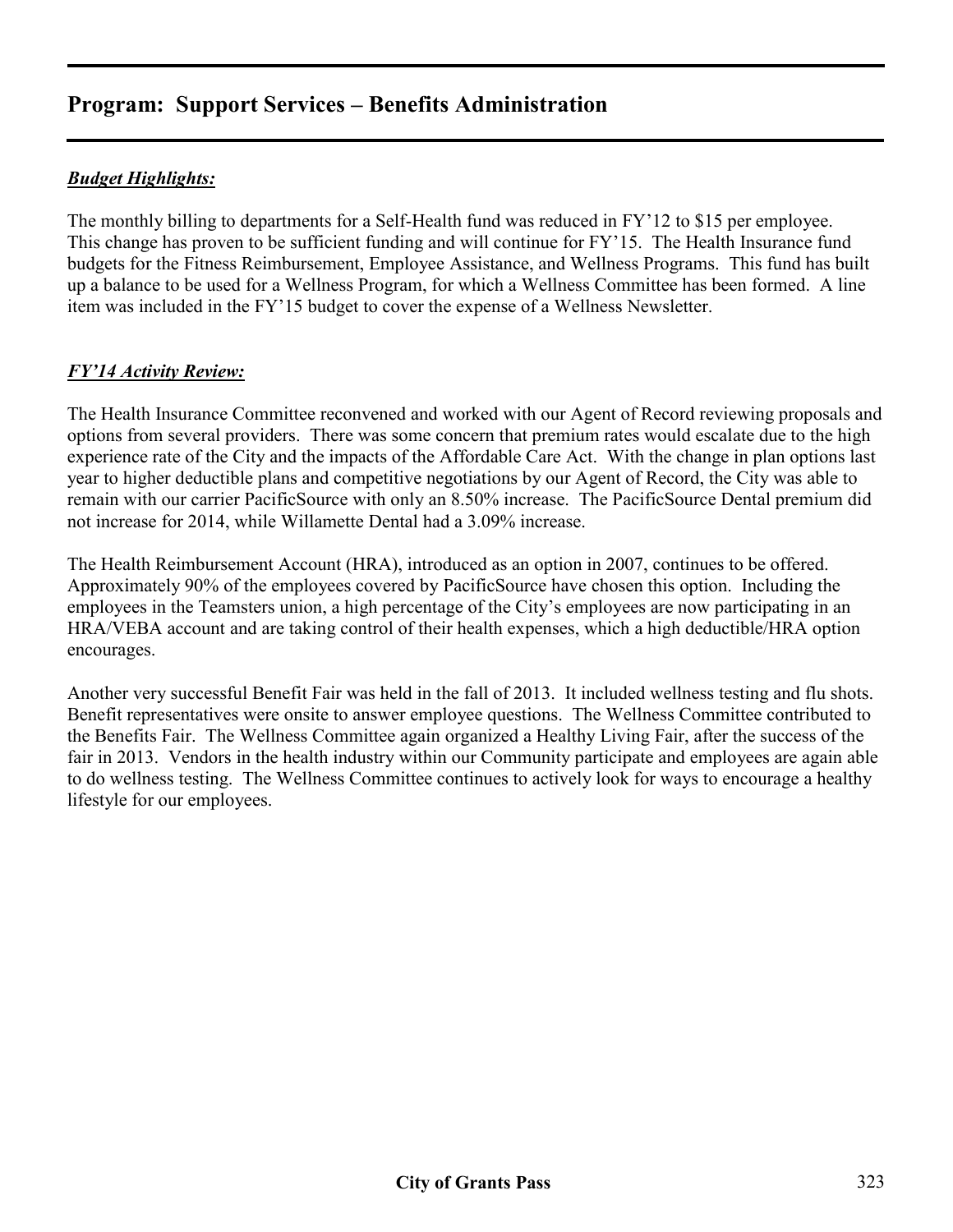# Program: Support Services – Benefits Administration

***Budget Highlights:***

The monthly billing to departments for a Self-Health fund was reduced in FY'12 to $15 per employee. This change has proven to be sufficient funding and will continue for FY'15. The Health Insurance fund budgets for the Fitness Reimbursement, Employee Assistance, and Wellness Programs. This fund has built up a balance to be used for a Wellness Program, for which a Wellness Committee has been formed. A line item was included in the FY'15 budget to cover the expense of a Wellness Newsletter.

***FY'14 Activity Review:***

The Health Insurance Committee reconvened and worked with our Agent of Record reviewing proposals and options from several providers. There was some concern that premium rates would escalate due to the high experience rate of the City and the impacts of the Affordable Care Act. With the change in plan options last year to higher deductible plans and competitive negotiations by our Agent of Record, the City was able to remain with our carrier PacificSource with only an 8.50% increase. The PacificSource Dental premium did not increase for 2014, while Willamette Dental had a 3.09% increase.

The Health Reimbursement Account (HRA), introduced as an option in 2007, continues to be offered. Approximately 90% of the employees covered by PacificSource have chosen this option. Including the employees in the Teamsters union, a high percentage of the City's employees are now participating in an HRA/VEBA account and are taking control of their health expenses, which a high deductible/HRA option encourages.

Another very successful Benefit Fair was held in the fall of 2013. It included wellness testing and flu shots. Benefit representatives were onsite to answer employee questions. The Wellness Committee contributed to the Benefits Fair. The Wellness Committee again organized a Healthy Living Fair, after the success of the fair in 2013. Vendors in the health industry within our Community participate and employees are again able to do wellness testing. The Wellness Committee continues to actively look for ways to encourage a healthy lifestyle for our employees.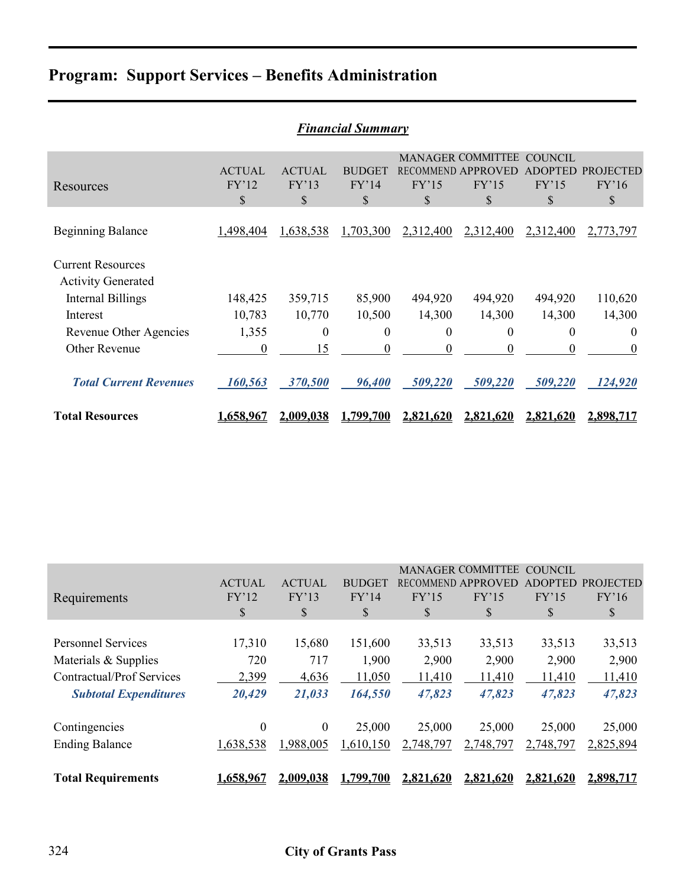# Program: Support Services – Benefits Administration

***Financial Summary***

| Resources | ACTUAL FY'12 $ | ACTUAL FY'13 $ | BUDGET FY'14 $ | MANAGER RECOMMEND FY'15 $ | COMMITTEE APPROVED FY'15 $ | COUNCIL ADOPTED FY'15 $ | PROJECTED FY'16 $ |
|---|---|---|---|---|---|---|---|
| Beginning Balance | 1,498,404 | 1,638,538 | 1,703,300 | 2,312,400 | 2,312,400 | 2,312,400 | 2,773,797 |
| Current Resources | | | | | | | |
| Activity Generated | | | | | | | |
| Internal Billings | 148,425 | 359,715 | 85,900 | 494,920 | 494,920 | 494,920 | 110,620 |
| Interest | 10,783 | 10,770 | 10,500 | 14,300 | 14,300 | 14,300 | 14,300 |
| Revenue Other Agencies | 1,355 | 0 | 0 | 0 | 0 | 0 | 0 |
| Other Revenue | 0 | 15 | 0 | 0 | 0 | 0 | 0 |
| ***Total Current Revenues*** | ***160,563*** | ***370,500*** | ***96,400*** | ***509,220*** | ***509,220*** | ***509,220*** | ***124,920*** |
| **Total Resources** | **1,658,967** | **2,009,038** | **1,799,700** | **2,821,620** | **2,821,620** | **2,821,620** | **2,898,717** |

| Requirements | ACTUAL FY'12 $ | ACTUAL FY'13 $ | BUDGET FY'14 $ | MANAGER RECOMMEND FY'15 $ | COMMITTEE APPROVED FY'15 $ | COUNCIL ADOPTED FY'15 $ | PROJECTED FY'16 $ |
|---|---|---|---|---|---|---|---|
| Personnel Services | 17,310 | 15,680 | 151,600 | 33,513 | 33,513 | 33,513 | 33,513 |
| Materials & Supplies | 720 | 717 | 1,900 | 2,900 | 2,900 | 2,900 | 2,900 |
| Contractual/Prof Services | 2,399 | 4,636 | 11,050 | 11,410 | 11,410 | 11,410 | 11,410 |
| ***Subtotal Expenditures*** | ***20,429*** | ***21,033*** | ***164,550*** | ***47,823*** | ***47,823*** | ***47,823*** | ***47,823*** |
| Contingencies | 0 | 0 | 25,000 | 25,000 | 25,000 | 25,000 | 25,000 |
| Ending Balance | 1,638,538 | 1,988,005 | 1,610,150 | 2,748,797 | 2,748,797 | 2,748,797 | 2,825,894 |
| **Total Requirements** | **1,658,967** | **2,009,038** | **1,799,700** | **2,821,620** | **2,821,620** | **2,821,620** | **2,898,717** |